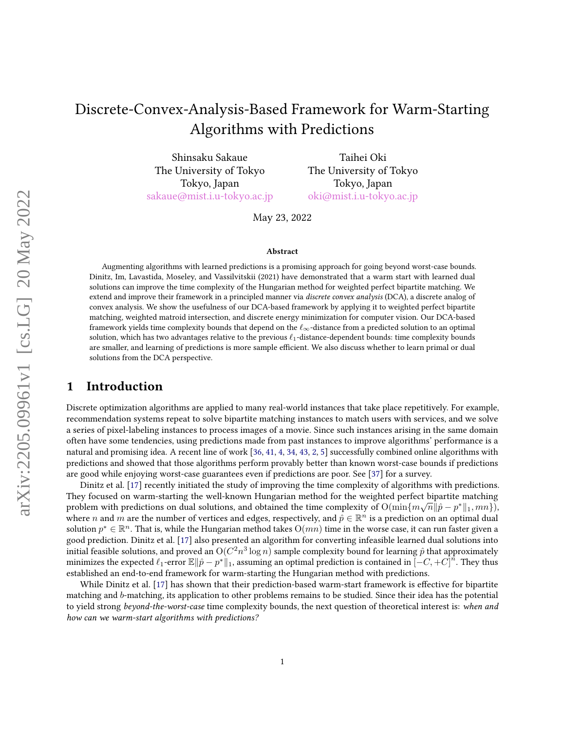# Discrete-Convex-Analysis-Based Framework for Warm-Starting Algorithms with Predictions

Shinsaku Sakaue
The University of Tokyo
Tokyo, Japan
sakaue@mist.i.u-tokyo.ac.jp

Taihei Oki
The University of Tokyo
Tokyo, Japan
oki@mist.i.u-tokyo.ac.jp

May 23, 2022

**Abstract**

Augmenting algorithms with learned predictions is a promising approach for going beyond worst-case bounds. Dinitz, Im, Lavastida, Moseley, and Vassilvitskii (2021) have demonstrated that a warm start with learned dual solutions can improve the time complexity of the Hungarian method for weighted perfect bipartite matching. We extend and improve their framework in a principled manner via *discrete convex analysis* (DCA), a discrete analog of convex analysis. We show the usefulness of our DCA-based framework by applying it to weighted perfect bipartite matching, weighted matroid intersection, and discrete energy minimization for computer vision. Our DCA-based framework yields time complexity bounds that depend on the $\ell_\infty$-distance from a predicted solution to an optimal solution, which has two advantages relative to the previous $\ell_1$-distance-dependent bounds: time complexity bounds are smaller, and learning of predictions is more sample efficient. We also discuss whether to learn primal or dual solutions from the DCA perspective.

## 1 Introduction

Discrete optimization algorithms are applied to many real-world instances that take place repetitively. For example, recommendation systems repeat to solve bipartite matching instances to match users with services, and we solve a series of pixel-labeling instances to process images of a movie. Since such instances arising in the same domain often have some tendencies, using predictions made from past instances to improve algorithms' performance is a natural and promising idea. A recent line of work [36, 41, 4, 34, 43, 2, 5] successfully combined online algorithms with predictions and showed that those algorithms perform provably better than known worst-case bounds if predictions are good while enjoying worst-case guarantees even if predictions are poor. See [37] for a survey.

Dinitz et al. [17] recently initiated the study of improving the time complexity of algorithms with predictions. They focused on warm-starting the well-known Hungarian method for the weighted perfect bipartite matching problem with predictions on dual solutions, and obtained the time complexity of $\mathrm{O}(\min\{m\sqrt{n}\|\hat{p} - p^*\|_1, mn\})$, where $n$ and $m$ are the number of vertices and edges, respectively, and $\hat{p} \in \mathbb{R}^n$ is a prediction on an optimal dual solution $p^* \in \mathbb{R}^n$. That is, while the Hungarian method takes $\mathrm{O}(mn)$ time in the worse case, it can run faster given a good prediction. Dinitz et al. [17] also presented an algorithm for converting infeasible learned dual solutions into initial feasible solutions, and proved an $\mathrm{O}(C^2 n^3 \log n)$ sample complexity bound for learning $\hat{p}$ that approximately minimizes the expected $\ell_1$-error $\mathbb{E}\|\hat{p} - p^*\|_1$, assuming an optimal prediction is contained in $[-C, +C]^n$. They thus established an end-to-end framework for warm-starting the Hungarian method with predictions.

While Dinitz et al. [17] has shown that their prediction-based warm-start framework is effective for bipartite matching and $b$-matching, its application to other problems remains to be studied. Since their idea has the potential to yield strong *beyond-the-worst-case* time complexity bounds, the next question of theoretical interest is: *when and how can we warm-start algorithms with predictions?*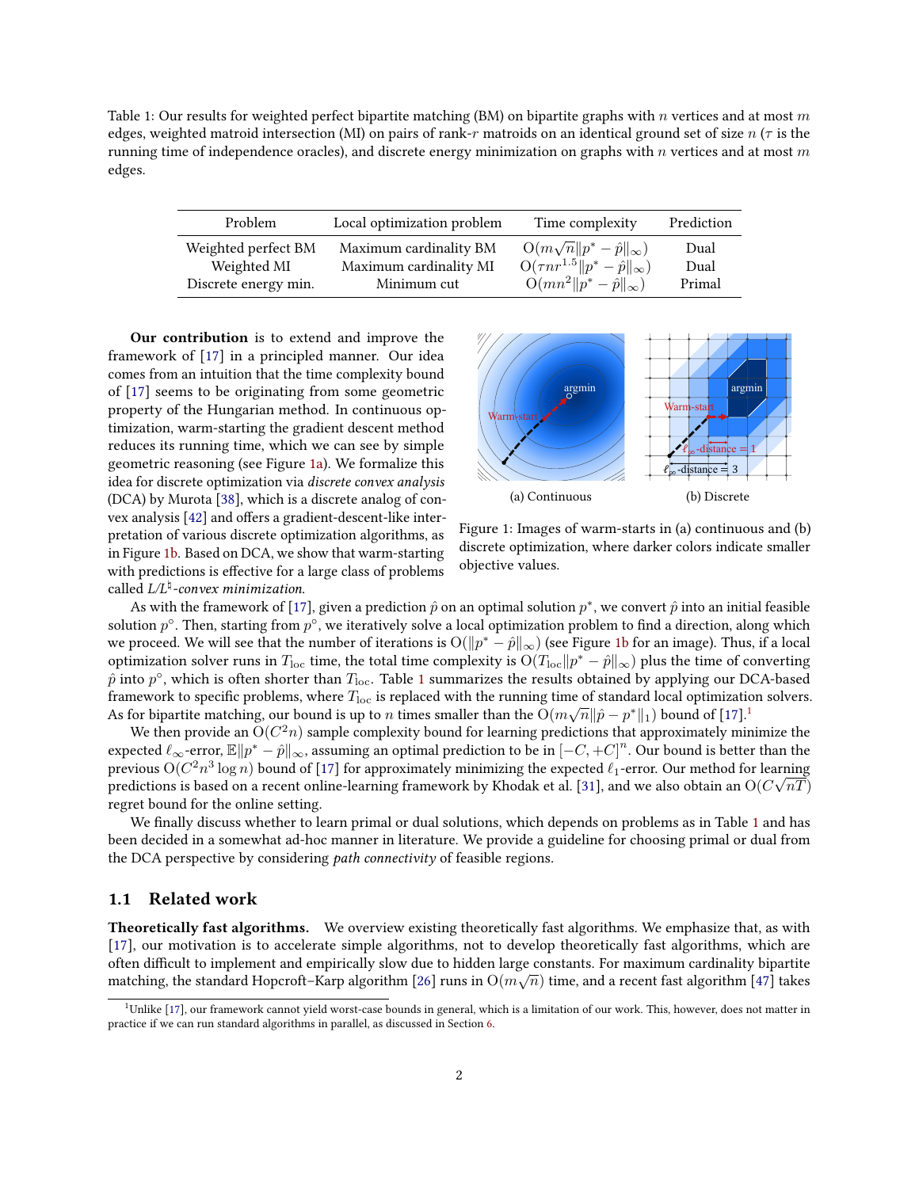Table 1: Our results for weighted perfect bipartite matching (BM) on bipartite graphs with $n$ vertices and at most $m$ edges, weighted matroid intersection (MI) on pairs of rank-$r$ matroids on an identical ground set of size $n$ ($\tau$ is the running time of independence oracles), and discrete energy minimization on graphs with $n$ vertices and at most $m$ edges.

| Problem | Local optimization problem | Time complexity | Prediction |
|---|---|---|---|
| Weighted perfect BM | Maximum cardinality BM | $\mathrm{O}(m\sqrt{n}\|p^* - \hat{p}\|_\infty)$ | Dual |
| Weighted MI | Maximum cardinality MI | $\mathrm{O}(\tau n r^{1.5}\|p^* - \hat{p}\|_\infty)$ | Dual |
| Discrete energy min. | Minimum cut | $\mathrm{O}(mn^2\|p^* - \hat{p}\|_\infty)$ | Primal |

**Our contribution** is to extend and improve the framework of [17] in a principled manner. Our idea comes from an intuition that the time complexity bound of [17] seems to be originating from some geometric property of the Hungarian method. In continuous optimization, warm-starting the gradient descent method reduces its running time, which we can see by simple geometric reasoning (see Figure 1a). We formalize this idea for discrete optimization via *discrete convex analysis* (DCA) by Murota [38], which is a discrete analog of convex analysis [42] and offers a gradient-descent-like interpretation of various discrete optimization algorithms, as in Figure 1b. Based on DCA, we show that warm-starting with predictions is effective for a large class of problems called *L/L$^\natural$-convex minimization.*

(a) Continuous

(b) Discrete

Figure 1: Images of warm-starts in (a) continuous and (b) discrete optimization, where darker colors indicate smaller objective values.

As with the framework of [17], given a prediction $\hat{p}$ on an optimal solution $p^*$, we convert $\hat{p}$ into an initial feasible solution $p^\circ$. Then, starting from $p^\circ$, we iteratively solve a local optimization problem to find a direction, along which we proceed. We will see that the number of iterations is $\mathrm{O}(\|p^* - \hat{p}\|_\infty)$ (see Figure 1b for an image). Thus, if a local optimization solver runs in $T_{\mathrm{loc}}$ time, the total time complexity is $\mathrm{O}(T_{\mathrm{loc}}\|p^* - \hat{p}\|_\infty)$ plus the time of converting $\hat{p}$ into $p^\circ$, which is often shorter than $T_{\mathrm{loc}}$. Table 1 summarizes the results obtained by applying our DCA-based framework to specific problems, where $T_{\mathrm{loc}}$ is replaced with the running time of standard local optimization solvers. As for bipartite matching, our bound is up to $n$ times smaller than the $\mathrm{O}(m\sqrt{n}\|\hat{p} - p^*\|_1)$ bound of [17].[1]

We then provide an $\mathrm{O}(C^2 n)$ sample complexity bound for learning predictions that approximately minimize the expected $\ell_\infty$-error, $\mathbb{E}\|p^* - \hat{p}\|_\infty$, assuming an optimal prediction to be in $[-C, +C]^n$. Our bound is better than the previous $\mathrm{O}(C^2 n^3 \log n)$ bound of [17] for approximately minimizing the expected $\ell_1$-error. Our method for learning predictions is based on a recent online-learning framework by Khodak et al. [31], and we also obtain an $\mathrm{O}(C\sqrt{nT})$ regret bound for the online setting.

We finally discuss whether to learn primal or dual solutions, which depends on problems as in Table 1 and has been decided in a somewhat ad-hoc manner in literature. We provide a guideline for choosing primal or dual from the DCA perspective by considering *path connectivity* of feasible regions.

## 1.1 Related work

**Theoretically fast algorithms.** We overview existing theoretically fast algorithms. We emphasize that, as with [17], our motivation is to accelerate simple algorithms, not to develop theoretically fast algorithms, which are often difficult to implement and empirically slow due to hidden large constants. For maximum cardinality bipartite matching, the standard Hopcroft–Karp algorithm [26] runs in $\mathrm{O}(m\sqrt{n})$ time, and a recent fast algorithm [47] takes

[1] Unlike [17], our framework cannot yield worst-case bounds in general, which is a limitation of our work. This, however, does not matter in practice if we can run standard algorithms in parallel, as discussed in Section 6.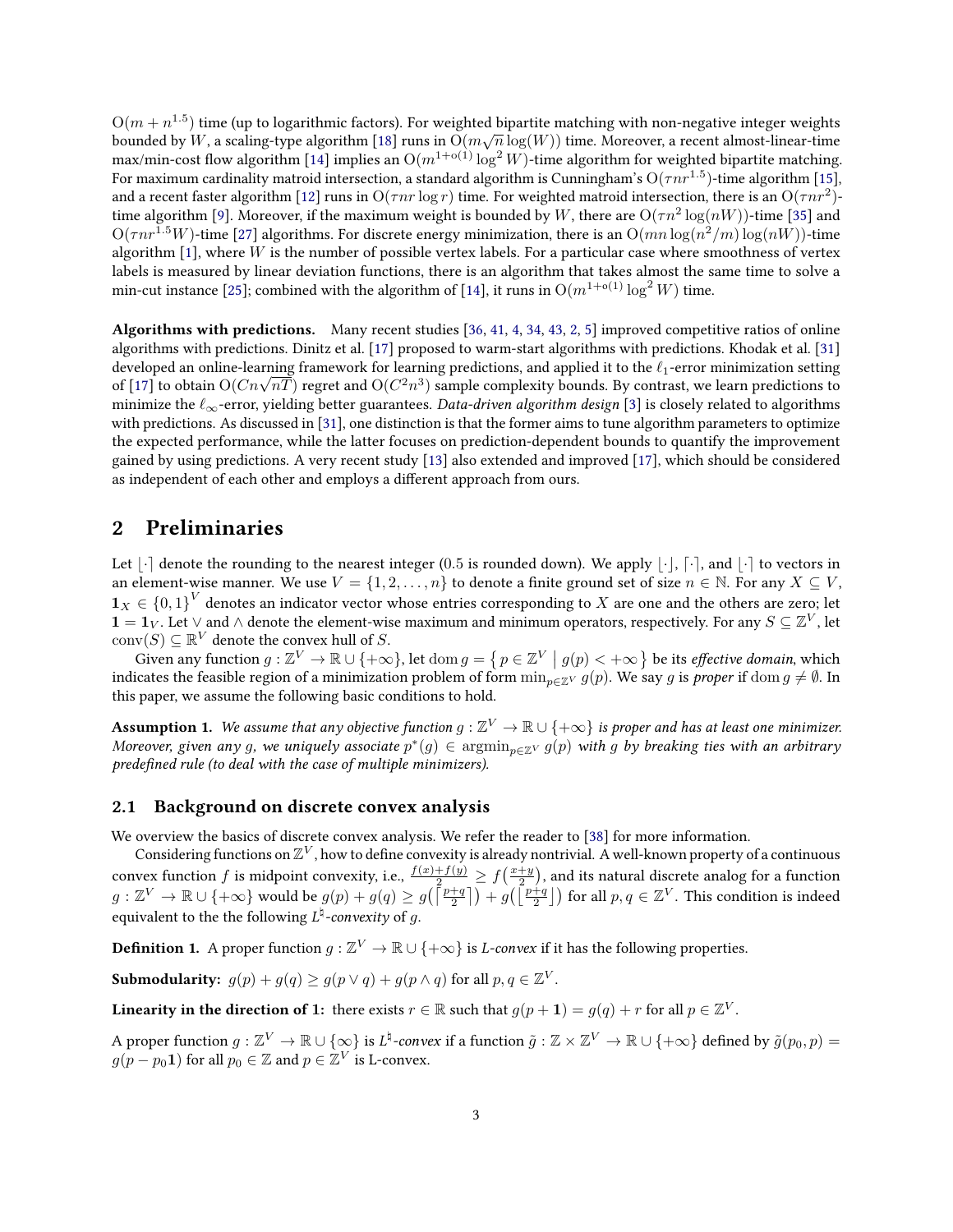$\mathrm{O}(m + n^{1.5})$ time (up to logarithmic factors). For weighted bipartite matching with non-negative integer weights bounded by $W$, a scaling-type algorithm [18] runs in $\mathrm{O}(m\sqrt{n}\log(W))$ time. Moreover, a recent almost-linear-time max/min-cost flow algorithm [14] implies an $\mathrm{O}(m^{1+\mathrm{o}(1)}\log^2 W)$-time algorithm for weighted bipartite matching. For maximum cardinality matroid intersection, a standard algorithm is Cunningham's $\mathrm{O}(\tau n r^{1.5})$-time algorithm [15], and a recent faster algorithm [12] runs in $\mathrm{O}(\tau n r \log r)$ time. For weighted matroid intersection, there is an $\mathrm{O}(\tau n r^2)$-time algorithm [9]. Moreover, if the maximum weight is bounded by $W$, there are $\mathrm{O}(\tau n^2 \log(nW))$-time [35] and $\mathrm{O}(\tau n r^{1.5} W)$-time [27] algorithms. For discrete energy minimization, there is an $\mathrm{O}(mn\log(n^2/m)\log(nW))$-time algorithm [1], where $W$ is the number of possible vertex labels. For a particular case where smoothness of vertex labels is measured by linear deviation functions, there is an algorithm that takes almost the same time to solve a min-cut instance [25]; combined with the algorithm of [14], it runs in $\mathrm{O}(m^{1+\mathrm{o}(1)}\log^2 W)$ time.

**Algorithms with predictions.** Many recent studies [36, 41, 4, 34, 43, 2, 5] improved competitive ratios of online algorithms with predictions. Dinitz et al. [17] proposed to warm-start algorithms with predictions. Khodak et al. [31] developed an online-learning framework for learning predictions, and applied it to the $\ell_1$-error minimization setting of [17] to obtain $\mathrm{O}(Cn\sqrt{nT})$ regret and $\mathrm{O}(C^2n^3)$ sample complexity bounds. By contrast, we learn predictions to minimize the $\ell_\infty$-error, yielding better guarantees. *Data-driven algorithm design* [3] is closely related to algorithms with predictions. As discussed in [31], one distinction is that the former aims to tune algorithm parameters to optimize the expected performance, while the latter focuses on prediction-dependent bounds to quantify the improvement gained by using predictions. A very recent study [13] also extended and improved [17], which should be considered as independent of each other and employs a different approach from ours.

## 2 Preliminaries

Let $\lfloor\cdot\rceil$ denote the rounding to the nearest integer (0.5 is rounded down). We apply $\lfloor\cdot\rfloor$, $\lceil\cdot\rceil$, and $\lfloor\cdot\rceil$ to vectors in an element-wise manner. We use $V = \{1, 2, \dots, n\}$ to denote a finite ground set of size $n \in \mathbb{N}$. For any $X \subseteq V$, $\mathbf{1}_X \in \{0,1\}^V$ denotes an indicator vector whose entries corresponding to $X$ are one and the others are zero; let $\mathbf{1} = \mathbf{1}_V$. Let $\vee$ and $\wedge$ denote the element-wise maximum and minimum operators, respectively. For any $S \subseteq \mathbb{Z}^V$, let $\mathrm{conv}(S) \subseteq \mathbb{R}^V$ denote the convex hull of $S$.

Given any function $g : \mathbb{Z}^V \to \mathbb{R} \cup \{+\infty\}$, let $\mathrm{dom}\, g = \{\, p \in \mathbb{Z}^V \mid g(p) < +\infty \,\}$ be its *effective domain*, which indicates the feasible region of a minimization problem of form $\min_{p \in \mathbb{Z}^V} g(p)$. We say $g$ is *proper* if $\mathrm{dom}\, g \neq \emptyset$. In this paper, we assume the following basic conditions to hold.

**Assumption 1.** *We assume that any objective function $g : \mathbb{Z}^V \to \mathbb{R} \cup \{+\infty\}$ is proper and has at least one minimizer. Moreover, given any $g$, we uniquely associate $p^*(g) \in \mathrm{argmin}_{p \in \mathbb{Z}^V} g(p)$ with $g$ by breaking ties with an arbitrary predefined rule (to deal with the case of multiple minimizers).*

### 2.1 Background on discrete convex analysis

We overview the basics of discrete convex analysis. We refer the reader to [38] for more information.

Considering functions on $\mathbb{Z}^V$, how to define convexity is already nontrivial. A well-known property of a continuous convex function $f$ is midpoint convexity, i.e., $\frac{f(x)+f(y)}{2} \geq f\left(\frac{x+y}{2}\right)$, and its natural discrete analog for a function $g : \mathbb{Z}^V \to \mathbb{R} \cup \{+\infty\}$ would be $g(p) + g(q) \geq g\left(\left\lceil \frac{p+q}{2} \right\rceil\right) + g\left(\left\lfloor \frac{p+q}{2} \right\rfloor\right)$ for all $p, q \in \mathbb{Z}^V$. This condition is indeed equivalent to the the following *$L^\natural$-convexity* of $g$.

**Definition 1.** A proper function $g : \mathbb{Z}^V \to \mathbb{R} \cup \{+\infty\}$ is *L-convex* if it has the following properties.

**Submodularity:** $g(p) + g(q) \geq g(p \vee q) + g(p \wedge q)$ for all $p, q \in \mathbb{Z}^V$.

**Linearity in the direction of 1:** there exists $r \in \mathbb{R}$ such that $g(p + \mathbf{1}) = g(q) + r$ for all $p \in \mathbb{Z}^V$.

A proper function $g : \mathbb{Z}^V \to \mathbb{R} \cup \{\infty\}$ is *$L^\natural$-convex* if a function $\tilde{g} : \mathbb{Z} \times \mathbb{Z}^V \to \mathbb{R} \cup \{+\infty\}$ defined by $\tilde{g}(p_0, p) = g(p - p_0\mathbf{1})$ for all $p_0 \in \mathbb{Z}$ and $p \in \mathbb{Z}^V$ is L-convex.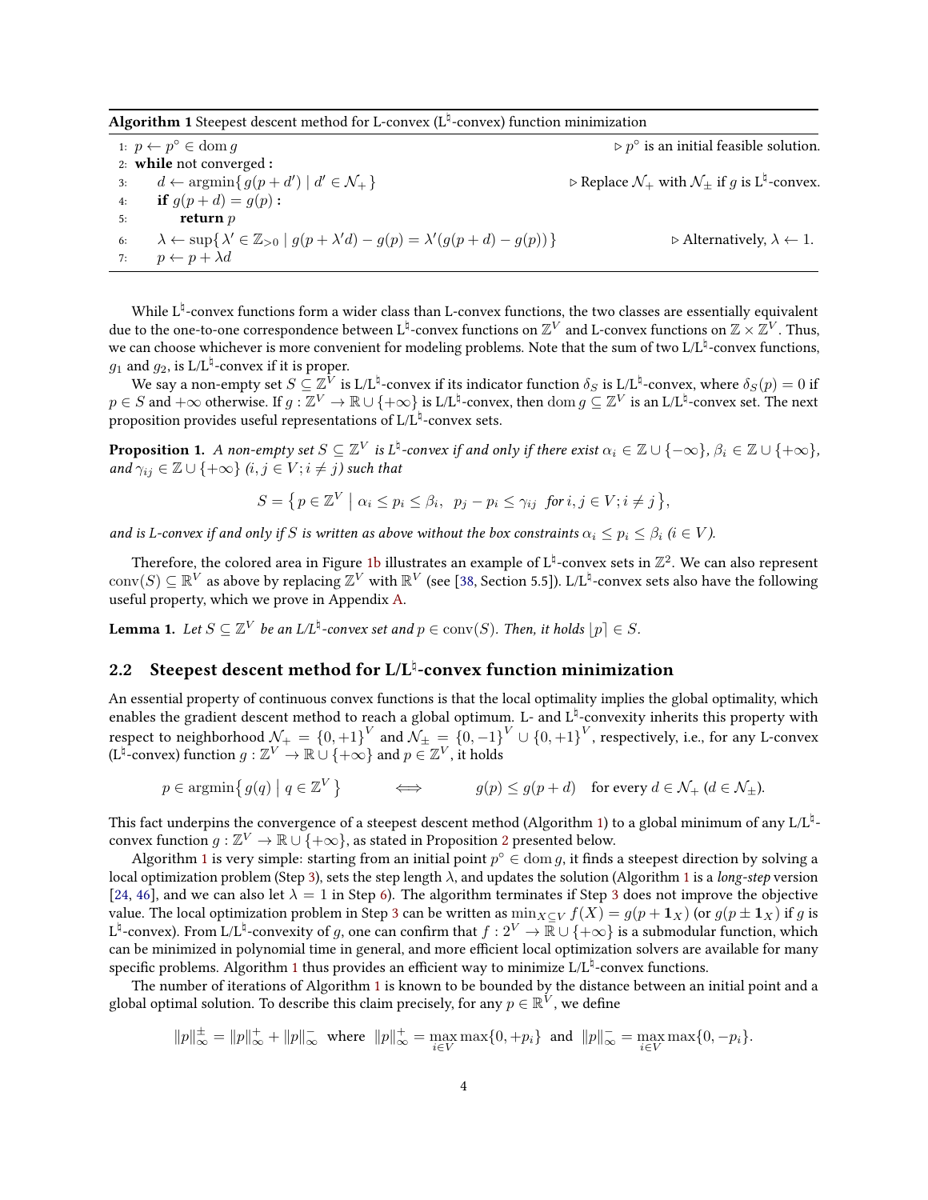**Algorithm 1** Steepest descent method for L-convex (L$^\natural$-convex) function minimization

```
1: p ← p° ∈ dom g                                              ▷ p° is an initial feasible solution.
2: while not converged :
3:     d ← argmin{ g(p + d') | d' ∈ N_+ }                      ▷ Replace N_+ with N_± if g is L♮-convex.
4:     if g(p + d) = g(p) :
5:         return p
6:     λ ← sup{ λ' ∈ Z_{>0} | g(p + λ'd) − g(p) = λ'(g(p + d) − g(p)) }     ▷ Alternatively, λ ← 1.
7:     p ← p + λd
```

While L$^\natural$-convex functions form a wider class than L-convex functions, the two classes are essentially equivalent due to the one-to-one correspondence between L$^\natural$-convex functions on $\mathbb{Z}^V$ and L-convex functions on $\mathbb{Z} \times \mathbb{Z}^V$. Thus, we can choose whichever is more convenient for modeling problems. Note that the sum of two L/L$^\natural$-convex functions, $g_1$ and $g_2$, is L/L$^\natural$-convex if it is proper.

We say a non-empty set $S \subseteq \mathbb{Z}^V$ is L/L$^\natural$-convex if its indicator function $\delta_S$ is L/L$^\natural$-convex, where $\delta_S(p) = 0$ if $p \in S$ and $+\infty$ otherwise. If $g : \mathbb{Z}^V \to \mathbb{R} \cup \{+\infty\}$ is L/L$^\natural$-convex, then $\operatorname{dom} g \subseteq \mathbb{Z}^V$ is an L/L$^\natural$-convex set. The next proposition provides useful representations of L/L$^\natural$-convex sets.

**Proposition 1.** *A non-empty set $S \subseteq \mathbb{Z}^V$ is L$^\natural$-convex if and only if there exist $\alpha_i \in \mathbb{Z} \cup \{-\infty\}$, $\beta_i \in \mathbb{Z} \cup \{+\infty\}$, and $\gamma_{ij} \in \mathbb{Z} \cup \{+\infty\}$ ($i, j \in V; i \neq j$) such that*

$$S = \left\{ p \in \mathbb{Z}^V \;\middle|\; \alpha_i \le p_i \le \beta_i, \;\; p_j - p_i \le \gamma_{ij} \;\; \text{for } i, j \in V; i \neq j \right\},$$

*and is L-convex if and only if $S$ is written as above without the box constraints $\alpha_i \le p_i \le \beta_i$ ($i \in V$).*

Therefore, the colored area in Figure 1b illustrates an example of L$^\natural$-convex sets in $\mathbb{Z}^2$. We can also represent $\operatorname{conv}(S) \subseteq \mathbb{R}^V$ as above by replacing $\mathbb{Z}^V$ with $\mathbb{R}^V$ (see [38, Section 5.5]). L/L$^\natural$-convex sets also have the following useful property, which we prove in Appendix A.

**Lemma 1.** *Let $S \subseteq \mathbb{Z}^V$ be an L/L$^\natural$-convex set and $p \in \operatorname{conv}(S)$. Then, it holds $\lfloor p \rceil \in S$.*

## 2.2 Steepest descent method for L/L$^\natural$-convex function minimization

An essential property of continuous convex functions is that the local optimality implies the global optimality, which enables the gradient descent method to reach a global optimum. L- and L$^\natural$-convexity inherits this property with respect to neighborhood $\mathcal{N}_+ = \{0, +1\}^V$ and $\mathcal{N}_\pm = \{0, -1\}^V \cup \{0, +1\}^V$, respectively, i.e., for any L-convex (L$^\natural$-convex) function $g : \mathbb{Z}^V \to \mathbb{R} \cup \{+\infty\}$ and $p \in \mathbb{Z}^V$, it holds

$$p \in \operatorname{argmin}\left\{ g(q) \;\middle|\; q \in \mathbb{Z}^V \right\} \qquad \Longleftrightarrow \qquad g(p) \le g(p + d) \quad \text{for every } d \in \mathcal{N}_+ \ (d \in \mathcal{N}_\pm).$$

This fact underpins the convergence of a steepest descent method (Algorithm 1) to a global minimum of any L/L$^\natural$-convex function $g : \mathbb{Z}^V \to \mathbb{R} \cup \{+\infty\}$, as stated in Proposition 2 presented below.

Algorithm 1 is very simple: starting from an initial point $p^\circ \in \operatorname{dom} g$, it finds a steepest direction by solving a local optimization problem (Step 3), sets the step length $\lambda$, and updates the solution (Algorithm 1 is a *long-step* version [24, 46], and we can also let $\lambda = 1$ in Step 6). The algorithm terminates if Step 3 does not improve the objective value. The local optimization problem in Step 3 can be written as $\min_{X \subseteq V} f(X) = g(p + \mathbf{1}_X)$ (or $g(p \pm \mathbf{1}_X)$ if $g$ is L$^\natural$-convex). From L/L$^\natural$-convexity of $g$, one can confirm that $f : 2^V \to \mathbb{R} \cup \{+\infty\}$ is a submodular function, which can be minimized in polynomial time in general, and more efficient local optimization solvers are available for many specific problems. Algorithm 1 thus provides an efficient way to minimize L/L$^\natural$-convex functions.

The number of iterations of Algorithm 1 is known to be bounded by the distance between an initial point and a global optimal solution. To describe this claim precisely, for any $p \in \mathbb{R}^V$, we define

$$\|p\|_\infty^\pm = \|p\|_\infty^+ + \|p\|_\infty^- \;\; \text{where} \;\; \|p\|_\infty^+ = \max_{i \in V} \max\{0, +p_i\} \;\; \text{and} \;\; \|p\|_\infty^- = \max_{i \in V} \max\{0, -p_i\}.$$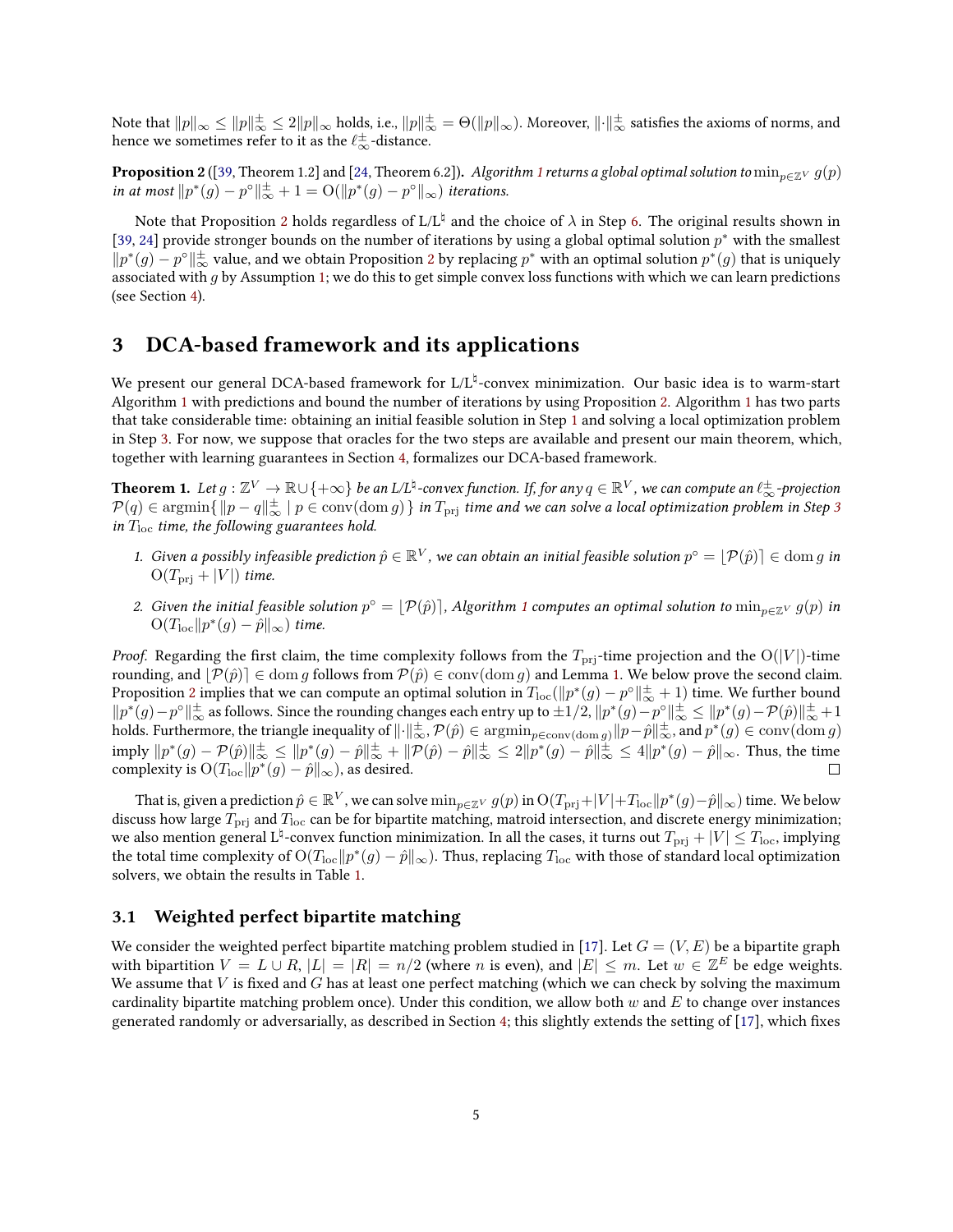Note that $\|p\|_\infty \le \|p\|_\infty^\pm \le 2\|p\|_\infty$ holds, i.e., $\|p\|_\infty^\pm = \Theta(\|p\|_\infty)$. Moreover, $\|\cdot\|_\infty^\pm$ satisfies the axioms of norms, and hence we sometimes refer to it as the $\ell_\infty^\pm$-distance.

**Proposition 2** ([39, Theorem 1.2] and [24, Theorem 6.2]). *Algorithm 1 returns a global optimal solution to $\min_{p\in\mathbb{Z}^V} g(p)$ in at most $\|p^*(g) - p^\circ\|_\infty^\pm + 1 = \mathrm{O}(\|p^*(g) - p^\circ\|_\infty)$ iterations.*

Note that Proposition 2 holds regardless of L/L$^\natural$ and the choice of $\lambda$ in Step 6. The original results shown in [39, 24] provide stronger bounds on the number of iterations by using a global optimal solution $p^*$ with the smallest $\|p^*(g) - p^\circ\|_\infty^\pm$ value, and we obtain Proposition 2 by replacing $p^*$ with an optimal solution $p^*(g)$ that is uniquely associated with $g$ by Assumption 1; we do this to get simple convex loss functions with which we can learn predictions (see Section 4).

## 3 DCA-based framework and its applications

We present our general DCA-based framework for L/L$^\natural$-convex minimization. Our basic idea is to warm-start Algorithm 1 with predictions and bound the number of iterations by using Proposition 2. Algorithm 1 has two parts that take considerable time: obtaining an initial feasible solution in Step 1 and solving a local optimization problem in Step 3. For now, we suppose that oracles for the two steps are available and present our main theorem, which, together with learning guarantees in Section 4, formalizes our DCA-based framework.

**Theorem 1.** *Let $g : \mathbb{Z}^V \to \mathbb{R}\cup\{+\infty\}$ be an L/L$^\natural$-convex function. If, for any $q \in \mathbb{R}^V$, we can compute an $\ell_\infty^\pm$-projection $\mathcal{P}(q) \in \operatorname{argmin}\{\, \|p - q\|_\infty^\pm \mid p \in \operatorname{conv}(\operatorname{dom} g)\,\}$ in $T_{\mathrm{prj}}$ time and we can solve a local optimization problem in Step 3 in $T_{\mathrm{loc}}$ time, the following guarantees hold.*

1. *Given a possibly infeasible prediction $\hat{p} \in \mathbb{R}^V$, we can obtain an initial feasible solution $p^\circ = \lfloor \mathcal{P}(\hat{p}) \rceil \in \operatorname{dom} g$ in $\mathrm{O}(T_{\mathrm{prj}} + |V|)$ time.*
2. *Given the initial feasible solution $p^\circ = \lfloor \mathcal{P}(\hat{p}) \rceil$, Algorithm 1 computes an optimal solution to $\min_{p\in\mathbb{Z}^V} g(p)$ in $\mathrm{O}(T_{\mathrm{loc}}\|p^*(g) - \hat{p}\|_\infty)$ time.*

*Proof.* Regarding the first claim, the time complexity follows from the $T_{\mathrm{prj}}$-time projection and the $\mathrm{O}(|V|)$-time rounding, and $\lfloor \mathcal{P}(\hat{p}) \rceil \in \operatorname{dom} g$ follows from $\mathcal{P}(\hat{p}) \in \operatorname{conv}(\operatorname{dom} g)$ and Lemma 1. We below prove the second claim. Proposition 2 implies that we can compute an optimal solution in $T_{\mathrm{loc}}(\|p^*(g) - p^\circ\|_\infty^\pm + 1)$ time. We further bound $\|p^*(g) - p^\circ\|_\infty^\pm$ as follows. Since the rounding changes each entry up to $\pm 1/2$, $\|p^*(g) - p^\circ\|_\infty^\pm \le \|p^*(g) - \mathcal{P}(\hat{p})\|_\infty^\pm + 1$ holds. Furthermore, the triangle inequality of $\|\cdot\|_\infty^\pm$, $\mathcal{P}(\hat{p}) \in \operatorname{argmin}_{p\in\operatorname{conv}(\operatorname{dom} g)} \|p - \hat{p}\|_\infty^\pm$, and $p^*(g) \in \operatorname{conv}(\operatorname{dom} g)$ imply $\|p^*(g) - \mathcal{P}(\hat{p})\|_\infty^\pm \le \|p^*(g) - \hat{p}\|_\infty^\pm + \|\mathcal{P}(\hat{p}) - \hat{p}\|_\infty^\pm \le 2\|p^*(g) - \hat{p}\|_\infty^\pm \le 4\|p^*(g) - \hat{p}\|_\infty$. Thus, the time complexity is $\mathrm{O}(T_{\mathrm{loc}}\|p^*(g) - \hat{p}\|_\infty)$, as desired. □

That is, given a prediction $\hat{p} \in \mathbb{R}^V$, we can solve $\min_{p\in\mathbb{Z}^V} g(p)$ in $\mathrm{O}(T_{\mathrm{prj}} + |V| + T_{\mathrm{loc}}\|p^*(g) - \hat{p}\|_\infty)$ time. We below discuss how large $T_{\mathrm{prj}}$ and $T_{\mathrm{loc}}$ can be for bipartite matching, matroid intersection, and discrete energy minimization; we also mention general L$^\natural$-convex function minimization. In all the cases, it turns out $T_{\mathrm{prj}} + |V| \le T_{\mathrm{loc}}$, implying the total time complexity of $\mathrm{O}(T_{\mathrm{loc}}\|p^*(g) - \hat{p}\|_\infty)$. Thus, replacing $T_{\mathrm{loc}}$ with those of standard local optimization solvers, we obtain the results in Table 1.

### 3.1 Weighted perfect bipartite matching

We consider the weighted perfect bipartite matching problem studied in [17]. Let $G = (V, E)$ be a bipartite graph with bipartition $V = L \cup R$, $|L| = |R| = n/2$ (where $n$ is even), and $|E| \le m$. Let $w \in \mathbb{Z}^E$ be edge weights. We assume that $V$ is fixed and $G$ has at least one perfect matching (which we can check by solving the maximum cardinality bipartite matching problem once). Under this condition, we allow both $w$ and $E$ to change over instances generated randomly or adversarially, as described in Section 4; this slightly extends the setting of [17], which fixes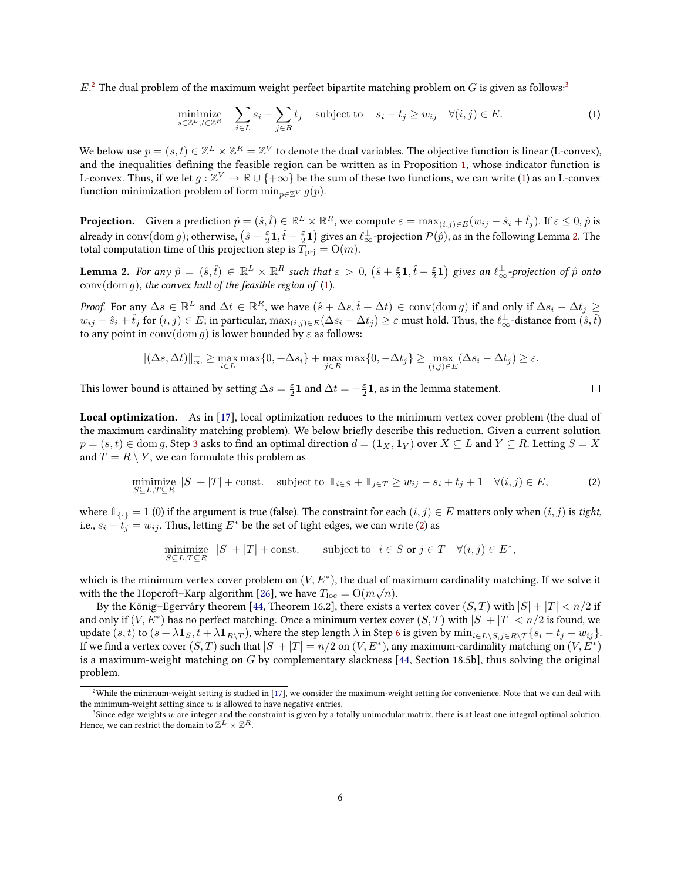$E$.[2] The dual problem of the maximum weight perfect bipartite matching problem on $G$ is given as follows:[3]

$$\underset{s \in \mathbb{Z}^L, t \in \mathbb{Z}^R}{\text{minimize}} \quad \sum_{i \in L} s_i - \sum_{j \in R} t_j \quad \text{subject to} \quad s_i - t_j \geq w_{ij} \quad \forall (i,j) \in E. \tag{1}$$

We below use $p = (s,t) \in \mathbb{Z}^L \times \mathbb{Z}^R = \mathbb{Z}^V$ to denote the dual variables. The objective function is linear (L-convex), and the inequalities defining the feasible region can be written as in Proposition 1, whose indicator function is L-convex. Thus, if we let $g : \mathbb{Z}^V \to \mathbb{R} \cup \{+\infty\}$ be the sum of these two functions, we can write (1) as an L-convex function minimization problem of form $\min_{p \in \mathbb{Z}^V} g(p)$.

**Projection.** Given a prediction $\hat{p} = (\hat{s}, \hat{t}) \in \mathbb{R}^L \times \mathbb{R}^R$, we compute $\varepsilon = \max_{(i,j) \in E}(w_{ij} - \hat{s}_i + \hat{t}_j)$. If $\varepsilon \leq 0$, $\hat{p}$ is already in $\mathrm{conv}(\mathrm{dom}\, g)$; otherwise, $\left(\hat{s} + \frac{\varepsilon}{2}\mathbf{1}, \hat{t} - \frac{\varepsilon}{2}\mathbf{1}\right)$ gives an $\ell_\infty^\pm$-projection $\mathcal{P}(\hat{p})$, as in the following Lemma 2. The total computation time of this projection step is $T_{\mathrm{prj}} = \mathrm{O}(m)$.

**Lemma 2.** *For any $\hat{p} = (\hat{s}, \hat{t}) \in \mathbb{R}^L \times \mathbb{R}^R$ such that $\varepsilon > 0$, $\left(\hat{s} + \frac{\varepsilon}{2}\mathbf{1}, \hat{t} - \frac{\varepsilon}{2}\mathbf{1}\right)$ gives an $\ell_\infty^\pm$-projection of $\hat{p}$ onto $\mathrm{conv}(\mathrm{dom}\, g)$, the convex hull of the feasible region of (1).*

*Proof.* For any $\Delta s \in \mathbb{R}^L$ and $\Delta t \in \mathbb{R}^R$, we have $(\hat{s} + \Delta s, \hat{t} + \Delta t) \in \mathrm{conv}(\mathrm{dom}\, g)$ if and only if $\Delta s_i - \Delta t_j \geq w_{ij} - \hat{s}_i + \hat{t}_j$ for $(i,j) \in E$; in particular, $\max_{(i,j) \in E}(\Delta s_i - \Delta t_j) \geq \varepsilon$ must hold. Thus, the $\ell_\infty^\pm$-distance from $(\hat{s}, \hat{t})$ to any point in $\mathrm{conv}(\mathrm{dom}\, g)$ is lower bounded by $\varepsilon$ as follows:

$$\|(\Delta s, \Delta t)\|_\infty^\pm \geq \max_{i \in L} \max\{0, +\Delta s_i\} + \max_{j \in R} \max\{0, -\Delta t_j\} \geq \max_{(i,j) \in E}(\Delta s_i - \Delta t_j) \geq \varepsilon.$$

This lower bound is attained by setting $\Delta s = \frac{\varepsilon}{2}\mathbf{1}$ and $\Delta t = -\frac{\varepsilon}{2}\mathbf{1}$, as in the lemma statement. □

**Local optimization.** As in [17], local optimization reduces to the minimum vertex cover problem (the dual of the maximum cardinality matching problem). We below briefly describe this reduction. Given a current solution $p = (s,t) \in \mathrm{dom}\, g$, Step 3 asks to find an optimal direction $d = (\mathbf{1}_X, \mathbf{1}_Y)$ over $X \subseteq L$ and $Y \subseteq R$. Letting $S = X$ and $T = R \setminus Y$, we can formulate this problem as

$$\underset{S \subseteq L, T \subseteq R}{\text{minimize}} \quad |S| + |T| + \text{const.} \quad \text{subject to } \mathbb{1}_{i \in S} + \mathbb{1}_{j \in T} \geq w_{ij} - s_i + t_j + 1 \quad \forall (i,j) \in E, \tag{2}$$

where $\mathbb{1}_{\{\cdot\}} = 1$ (0) if the argument is true (false). The constraint for each $(i,j) \in E$ matters only when $(i,j)$ is *tight*, i.e., $s_i - t_j = w_{ij}$. Thus, letting $E^*$ be the set of tight edges, we can write (2) as

$$\underset{S \subseteq L, T \subseteq R}{\text{minimize}} \quad |S| + |T| + \text{const.} \qquad \text{subject to } \; i \in S \text{ or } j \in T \quad \forall (i,j) \in E^*,$$

which is the minimum vertex cover problem on $(V, E^*)$, the dual of maximum cardinality matching. If we solve it with the the Hopcroft–Karp algorithm [26], we have $T_{\mathrm{loc}} = \mathrm{O}(m\sqrt{n})$.

By the Kőnig–Egerváry theorem [44, Theorem 16.2], there exists a vertex cover $(S,T)$ with $|S| + |T| < n/2$ if and only if $(V, E^*)$ has no perfect matching. Once a minimum vertex cover $(S,T)$ with $|S| + |T| < n/2$ is found, we update $(s,t)$ to $(s + \lambda\mathbf{1}_S, t + \lambda\mathbf{1}_{R \setminus T})$, where the step length $\lambda$ in Step 6 is given by $\min_{i \in L \setminus S, j \in R \setminus T}\{s_i - t_j - w_{ij}\}$. If we find a vertex cover $(S,T)$ such that $|S| + |T| = n/2$ on $(V, E^*)$, any maximum-cardinality matching on $(V, E^*)$ is a maximum-weight matching on $G$ by complementary slackness [44, Section 18.5b], thus solving the original problem.

---

[2] While the minimum-weight setting is studied in [17], we consider the maximum-weight setting for convenience. Note that we can deal with the minimum-weight setting since $w$ is allowed to have negative entries.

[3] Since edge weights $w$ are integer and the constraint is given by a totally unimodular matrix, there is at least one integral optimal solution. Hence, we can restrict the domain to $\mathbb{Z}^L \times \mathbb{Z}^R$.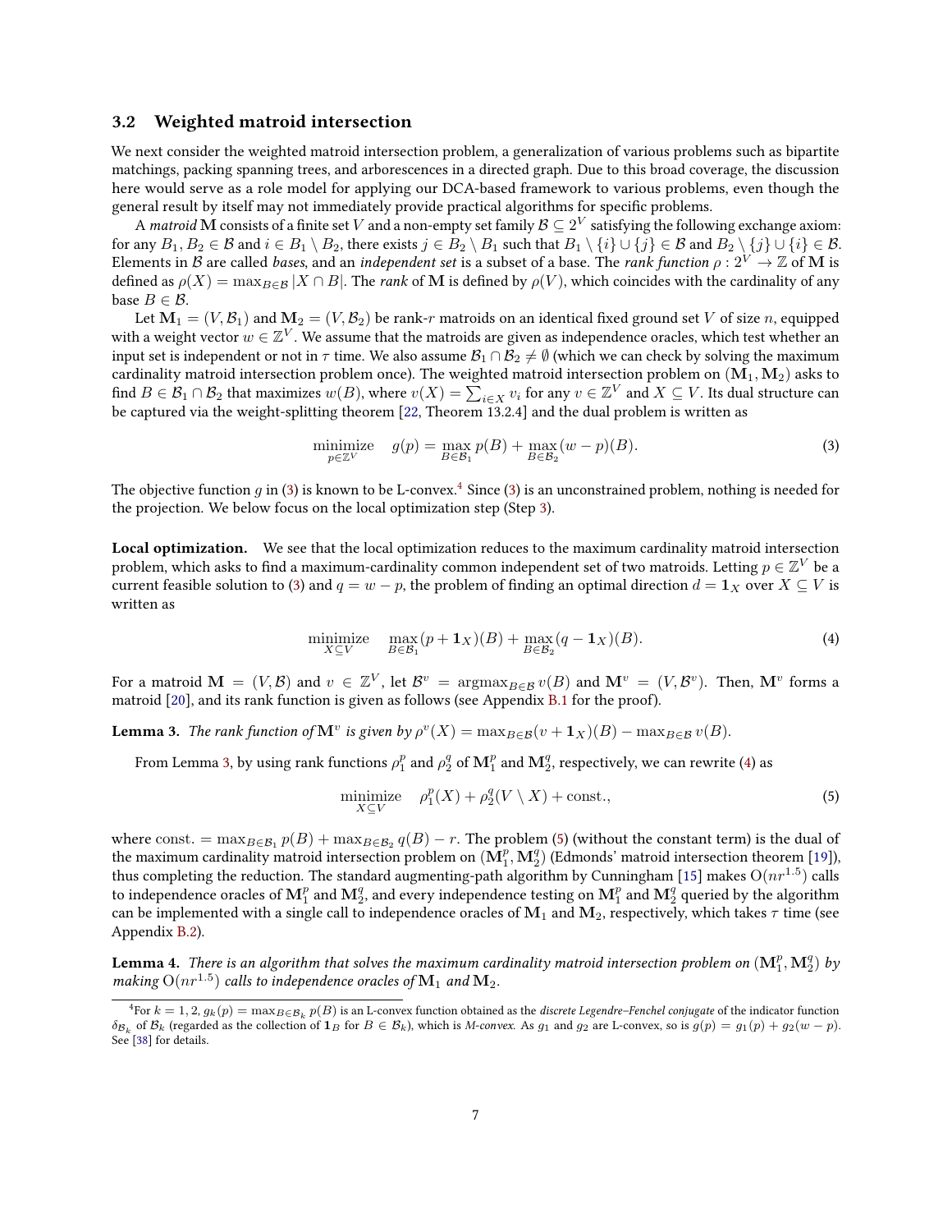### 3.2 Weighted matroid intersection

We next consider the weighted matroid intersection problem, a generalization of various problems such as bipartite matchings, packing spanning trees, and arborescences in a directed graph. Due to this broad coverage, the discussion here would serve as a role model for applying our DCA-based framework to various problems, even though the general result by itself may not immediately provide practical algorithms for specific problems.

A *matroid* $\mathbf{M}$ consists of a finite set $V$ and a non-empty set family $\mathcal{B} \subseteq 2^V$ satisfying the following exchange axiom: for any $B_1, B_2 \in \mathcal{B}$ and $i \in B_1 \setminus B_2$, there exists $j \in B_2 \setminus B_1$ such that $B_1 \setminus \{i\} \cup \{j\} \in \mathcal{B}$ and $B_2 \setminus \{j\} \cup \{i\} \in \mathcal{B}$. Elements in $\mathcal{B}$ are called *bases*, and an *independent set* is a subset of a base. The *rank function* $\rho : 2^V \to \mathbb{Z}$ of $\mathbf{M}$ is defined as $\rho(X) = \max_{B \in \mathcal{B}} |X \cap B|$. The *rank* of $\mathbf{M}$ is defined by $\rho(V)$, which coincides with the cardinality of any base $B \in \mathcal{B}$.

Let $\mathbf{M}_1 = (V, \mathcal{B}_1)$ and $\mathbf{M}_2 = (V, \mathcal{B}_2)$ be rank-$r$ matroids on an identical fixed ground set $V$ of size $n$, equipped with a weight vector $w \in \mathbb{Z}^V$. We assume that the matroids are given as independence oracles, which test whether an input set is independent or not in $\tau$ time. We also assume $\mathcal{B}_1 \cap \mathcal{B}_2 \neq \emptyset$ (which we can check by solving the maximum cardinality matroid intersection problem once). The weighted matroid intersection problem on $(\mathbf{M}_1, \mathbf{M}_2)$ asks to find $B \in \mathcal{B}_1 \cap \mathcal{B}_2$ that maximizes $w(B)$, where $v(X) = \sum_{i \in X} v_i$ for any $v \in \mathbb{Z}^V$ and $X \subseteq V$. Its dual structure can be captured via the weight-splitting theorem [22, Theorem 13.2.4] and the dual problem is written as

$$\underset{p \in \mathbb{Z}^V}{\text{minimize}} \quad g(p) = \max_{B \in \mathcal{B}_1} p(B) + \max_{B \in \mathcal{B}_2} (w - p)(B). \tag{3}$$

The objective function $g$ in (3) is known to be L-convex.[4] Since (3) is an unconstrained problem, nothing is needed for the projection. We below focus on the local optimization step (Step 3).

**Local optimization.** We see that the local optimization reduces to the maximum cardinality matroid intersection problem, which asks to find a maximum-cardinality common independent set of two matroids. Letting $p \in \mathbb{Z}^V$ be a current feasible solution to (3) and $q = w - p$, the problem of finding an optimal direction $d = \mathbf{1}_X$ over $X \subseteq V$ is written as

$$\underset{X \subseteq V}{\text{minimize}} \quad \max_{B \in \mathcal{B}_1} (p + \mathbf{1}_X)(B) + \max_{B \in \mathcal{B}_2} (q - \mathbf{1}_X)(B). \tag{4}$$

For a matroid $\mathbf{M} = (V, \mathcal{B})$ and $v \in \mathbb{Z}^V$, let $\mathcal{B}^v = \operatorname{argmax}_{B \in \mathcal{B}} v(B)$ and $\mathbf{M}^v = (V, \mathcal{B}^v)$. Then, $\mathbf{M}^v$ forms a matroid [20], and its rank function is given as follows (see Appendix B.1 for the proof).

**Lemma 3.** *The rank function of $\mathbf{M}^v$ is given by $\rho^v(X) = \max_{B \in \mathcal{B}} (v + \mathbf{1}_X)(B) - \max_{B \in \mathcal{B}} v(B)$.*

From Lemma 3, by using rank functions $\rho_1^p$ and $\rho_2^q$ of $\mathbf{M}_1^p$ and $\mathbf{M}_2^q$, respectively, we can rewrite (4) as

$$\underset{X \subseteq V}{\text{minimize}} \quad \rho_1^p(X) + \rho_2^q(V \setminus X) + \text{const.}, \tag{5}$$

where $\text{const.} = \max_{B \in \mathcal{B}_1} p(B) + \max_{B \in \mathcal{B}_2} q(B) - r$. The problem (5) (without the constant term) is the dual of the maximum cardinality matroid intersection problem on $(\mathbf{M}_1^p, \mathbf{M}_2^q)$ (Edmonds' matroid intersection theorem [19]), thus completing the reduction. The standard augmenting-path algorithm by Cunningham [15] makes $\mathrm{O}(nr^{1.5})$ calls to independence oracles of $\mathbf{M}_1^p$ and $\mathbf{M}_2^q$, and every independence testing on $\mathbf{M}_1^p$ and $\mathbf{M}_2^q$ queried by the algorithm can be implemented with a single call to independence oracles of $\mathbf{M}_1$ and $\mathbf{M}_2$, respectively, which takes $\tau$ time (see Appendix B.2).

**Lemma 4.** *There is an algorithm that solves the maximum cardinality matroid intersection problem on $(\mathbf{M}_1^p, \mathbf{M}_2^q)$ by making $\mathrm{O}(nr^{1.5})$ calls to independence oracles of $\mathbf{M}_1$ and $\mathbf{M}_2$.*

---

[4] For $k = 1, 2$, $g_k(p) = \max_{B \in \mathcal{B}_k} p(B)$ is an L-convex function obtained as the *discrete Legendre–Fenchel conjugate* of the indicator function $\delta_{\mathcal{B}_k}$ of $\mathcal{B}_k$ (regarded as the collection of $\mathbf{1}_B$ for $B \in \mathcal{B}_k$), which is *M-convex*. As $g_1$ and $g_2$ are L-convex, so is $g(p) = g_1(p) + g_2(w - p)$. See [38] for details.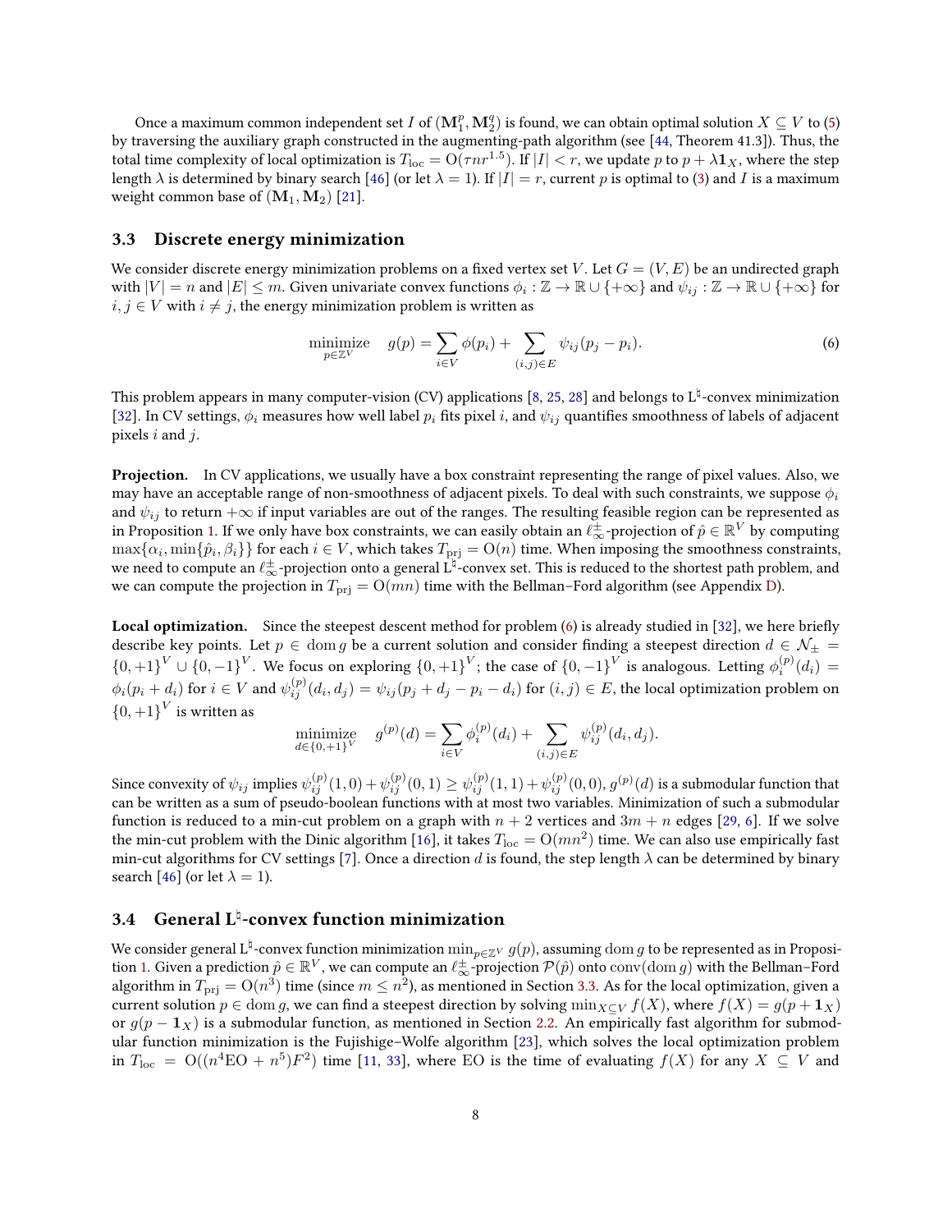Once a maximum common independent set $I$ of $(\mathbf{M}_1^p, \mathbf{M}_2^q)$ is found, we can obtain optimal solution $X \subseteq V$ to (5) by traversing the auxiliary graph constructed in the augmenting-path algorithm (see [44, Theorem 41.3]). Thus, the total time complexity of local optimization is $T_{\mathrm{loc}} = \mathrm{O}(\tau n r^{1.5})$. If $|I| < r$, we update $p$ to $p + \lambda \mathbf{1}_X$, where the step length $\lambda$ is determined by binary search [46] (or let $\lambda = 1$). If $|I| = r$, current $p$ is optimal to (3) and $I$ is a maximum weight common base of $(\mathbf{M}_1, \mathbf{M}_2)$ [21].

### 3.3 Discrete energy minimization

We consider discrete energy minimization problems on a fixed vertex set $V$. Let $G = (V, E)$ be an undirected graph with $|V| = n$ and $|E| \leq m$. Given univariate convex functions $\phi_i : \mathbb{Z} \to \mathbb{R} \cup \{+\infty\}$ and $\psi_{ij} : \mathbb{Z} \to \mathbb{R} \cup \{+\infty\}$ for $i, j \in V$ with $i \neq j$, the energy minimization problem is written as

$$\underset{p \in \mathbb{Z}^V}{\text{minimize}} \quad g(p) = \sum_{i \in V} \phi(p_i) + \sum_{(i,j) \in E} \psi_{ij}(p_j - p_i). \tag{6}$$

This problem appears in many computer-vision (CV) applications [8, 25, 28] and belongs to L$^\natural$-convex minimization [32]. In CV settings, $\phi_i$ measures how well label $p_i$ fits pixel $i$, and $\psi_{ij}$ quantifies smoothness of labels of adjacent pixels $i$ and $j$.

**Projection.** In CV applications, we usually have a box constraint representing the range of pixel values. Also, we may have an acceptable range of non-smoothness of adjacent pixels. To deal with such constraints, we suppose $\phi_i$ and $\psi_{ij}$ to return $+\infty$ if input variables are out of the ranges. The resulting feasible region can be represented as in Proposition 1. If we only have box constraints, we can easily obtain an $\ell_\infty^\pm$-projection of $\hat{p} \in \mathbb{R}^V$ by computing $\max\{\alpha_i, \min\{\hat{p}_i, \beta_i\}\}$ for each $i \in V$, which takes $T_{\mathrm{prj}} = \mathrm{O}(n)$ time. When imposing the smoothness constraints, we need to compute an $\ell_\infty^\pm$-projection onto a general L$^\natural$-convex set. This is reduced to the shortest path problem, and we can compute the projection in $T_{\mathrm{prj}} = \mathrm{O}(mn)$ time with the Bellman–Ford algorithm (see Appendix D).

**Local optimization.** Since the steepest descent method for problem (6) is already studied in [32], we here briefly describe key points. Let $p \in \operatorname{dom} g$ be a current solution and consider finding a steepest direction $d \in \mathcal{N}_\pm = \{0, +1\}^V \cup \{0, -1\}^V$. We focus on exploring $\{0, +1\}^V$; the case of $\{0, -1\}^V$ is analogous. Letting $\phi_i^{(p)}(d_i) = \phi_i(p_i + d_i)$ for $i \in V$ and $\psi_{ij}^{(p)}(d_i, d_j) = \psi_{ij}(p_j + d_j - p_i - d_i)$ for $(i, j) \in E$, the local optimization problem on $\{0, +1\}^V$ is written as

$$\underset{d \in \{0,+1\}^V}{\text{minimize}} \quad g^{(p)}(d) = \sum_{i \in V} \phi_i^{(p)}(d_i) + \sum_{(i,j) \in E} \psi_{ij}^{(p)}(d_i, d_j).$$

Since convexity of $\psi_{ij}$ implies $\psi_{ij}^{(p)}(1, 0) + \psi_{ij}^{(p)}(0, 1) \geq \psi_{ij}^{(p)}(1, 1) + \psi_{ij}^{(p)}(0, 0)$, $g^{(p)}(d)$ is a submodular function that can be written as a sum of pseudo-boolean functions with at most two variables. Minimization of such a submodular function is reduced to a min-cut problem on a graph with $n + 2$ vertices and $3m + n$ edges [29, 6]. If we solve the min-cut problem with the Dinic algorithm [16], it takes $T_{\mathrm{loc}} = \mathrm{O}(mn^2)$ time. We can also use empirically fast min-cut algorithms for CV settings [7]. Once a direction $d$ is found, the step length $\lambda$ can be determined by binary search [46] (or let $\lambda = 1$).

### 3.4 General L$^\natural$-convex function minimization

We consider general L$^\natural$-convex function minimization $\min_{p \in \mathbb{Z}^V} g(p)$, assuming $\operatorname{dom} g$ to be represented as in Proposition 1. Given a prediction $\hat{p} \in \mathbb{R}^V$, we can compute an $\ell_\infty^\pm$-projection $\mathcal{P}(\hat{p})$ onto $\operatorname{conv}(\operatorname{dom} g)$ with the Bellman–Ford algorithm in $T_{\mathrm{prj}} = \mathrm{O}(n^3)$ time (since $m \leq n^2$), as mentioned in Section 3.3. As for the local optimization, given a current solution $p \in \operatorname{dom} g$, we can find a steepest direction by solving $\min_{X \subseteq V} f(X)$, where $f(X) = g(p + \mathbf{1}_X)$ or $g(p - \mathbf{1}_X)$ is a submodular function, as mentioned in Section 2.2. An empirically fast algorithm for submodular function minimization is the Fujishige–Wolfe algorithm [23], which solves the local optimization problem in $T_{\mathrm{loc}} = \mathrm{O}((n^4 \mathrm{EO} + n^5) F^2)$ time [11, 33], where EO is the time of evaluating $f(X)$ for any $X \subseteq V$ and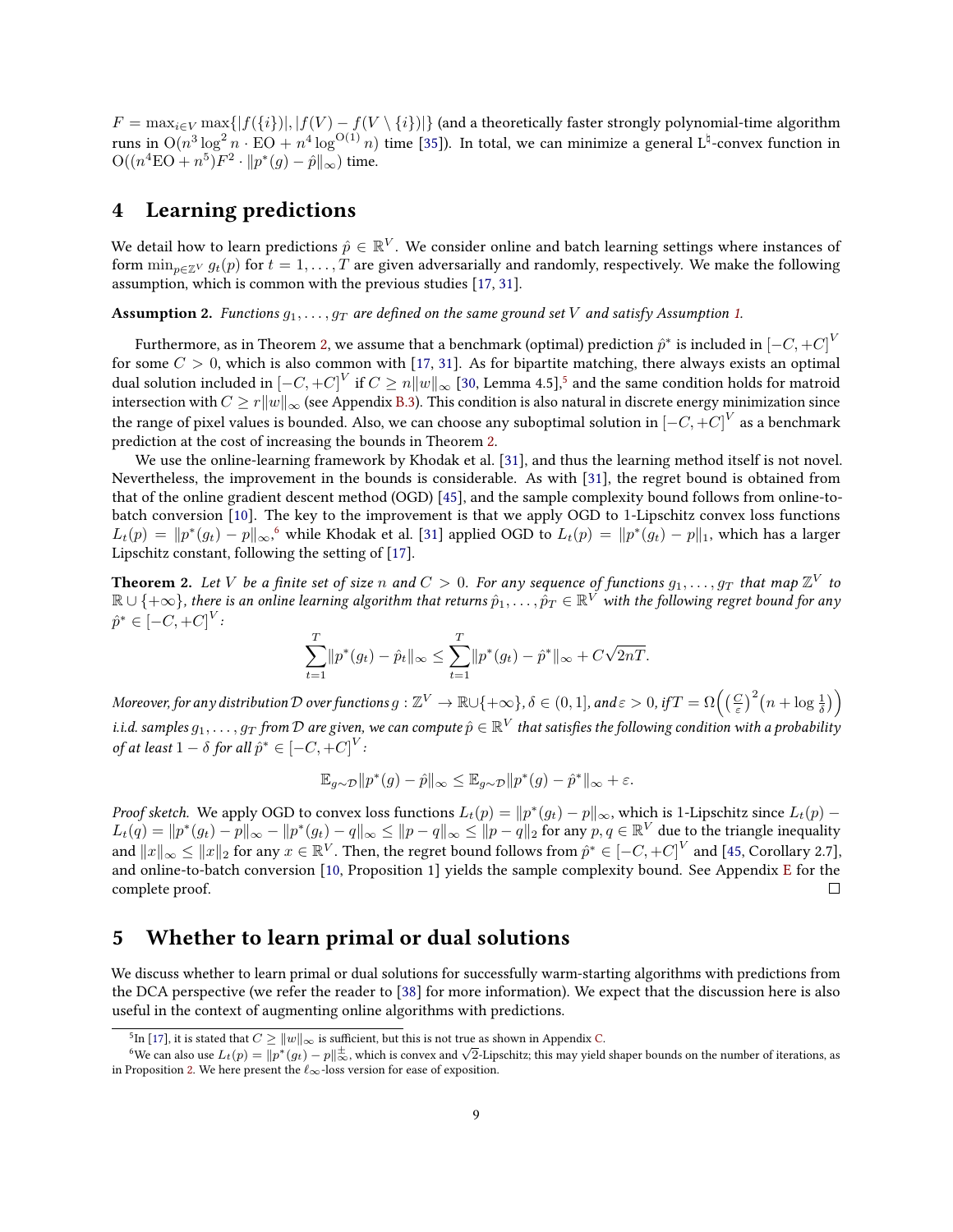$F = \max_{i \in V} \max\{|f(\{i\})|, |f(V) - f(V \setminus \{i\})|\}$ (and a theoretically faster strongly polynomial-time algorithm runs in $\mathrm{O}(n^3 \log^2 n \cdot \mathrm{EO} + n^4 \log^{\mathrm{O}(1)} n)$ time [35]). In total, we can minimize a general L$^\natural$-convex function in $\mathrm{O}((n^4\mathrm{EO} + n^5)F^2 \cdot \|p^*(g) - \hat{p}\|_\infty)$ time.

## 4 Learning predictions

We detail how to learn predictions $\hat{p} \in \mathbb{R}^V$. We consider online and batch learning settings where instances of form $\min_{p \in \mathbb{Z}^V} g_t(p)$ for $t = 1, \ldots, T$ are given adversarially and randomly, respectively. We make the following assumption, which is common with the previous studies [17, 31].

**Assumption 2.** *Functions $g_1, \ldots, g_T$ are defined on the same ground set $V$ and satisfy Assumption 1.*

Furthermore, as in Theorem 2, we assume that a benchmark (optimal) prediction $\hat{p}^*$ is included in $[-C, +C]^V$ for some $C > 0$, which is also common with [17, 31]. As for bipartite matching, there always exists an optimal dual solution included in $[-C, +C]^V$ if $C \geq n\|w\|_\infty$ [30, Lemma 4.5],[5] and the same condition holds for matroid intersection with $C \geq r\|w\|_\infty$ (see Appendix B.3). This condition is also natural in discrete energy minimization since the range of pixel values is bounded. Also, we can choose any suboptimal solution in $[-C, +C]^V$ as a benchmark prediction at the cost of increasing the bounds in Theorem 2.

We use the online-learning framework by Khodak et al. [31], and thus the learning method itself is not novel. Nevertheless, the improvement in the bounds is considerable. As with [31], the regret bound is obtained from that of the online gradient descent method (OGD) [45], and the sample complexity bound follows from online-to-batch conversion [10]. The key to the improvement is that we apply OGD to 1-Lipschitz convex loss functions $L_t(p) = \|p^*(g_t) - p\|_\infty$,[6] while Khodak et al. [31] applied OGD to $L_t(p) = \|p^*(g_t) - p\|_1$, which has a larger Lipschitz constant, following the setting of [17].

**Theorem 2.** *Let $V$ be a finite set of size $n$ and $C > 0$. For any sequence of functions $g_1, \ldots, g_T$ that map $\mathbb{Z}^V$ to $\mathbb{R} \cup \{+\infty\}$, there is an online learning algorithm that returns $\hat{p}_1, \ldots, \hat{p}_T \in \mathbb{R}^V$ with the following regret bound for any $\hat{p}^* \in [-C, +C]^V$:*

$$\sum_{t=1}^{T} \|p^*(g_t) - \hat{p}_t\|_\infty \leq \sum_{t=1}^{T} \|p^*(g_t) - \hat{p}^*\|_\infty + C\sqrt{2nT}.$$

*Moreover, for any distribution $\mathcal{D}$ over functions $g : \mathbb{Z}^V \to \mathbb{R} \cup \{+\infty\}$, $\delta \in (0, 1]$, and $\varepsilon > 0$, if $T = \Omega\left(\left(\frac{C}{\varepsilon}\right)^2 \left(n + \log \frac{1}{\delta}\right)\right)$ i.i.d. samples $g_1, \ldots, g_T$ from $\mathcal{D}$ are given, we can compute $\hat{p} \in \mathbb{R}^V$ that satisfies the following condition with a probability of at least $1 - \delta$ for all $\hat{p}^* \in [-C, +C]^V$:*

$$\mathbb{E}_{g \sim \mathcal{D}} \|p^*(g) - \hat{p}\|_\infty \leq \mathbb{E}_{g \sim \mathcal{D}} \|p^*(g) - \hat{p}^*\|_\infty + \varepsilon.$$

*Proof sketch.* We apply OGD to convex loss functions $L_t(p) = \|p^*(g_t) - p\|_\infty$, which is 1-Lipschitz since $L_t(p) - L_t(q) = \|p^*(g_t) - p\|_\infty - \|p^*(g_t) - q\|_\infty \leq \|p - q\|_\infty \leq \|p - q\|_2$ for any $p, q \in \mathbb{R}^V$ due to the triangle inequality and $\|x\|_\infty \leq \|x\|_2$ for any $x \in \mathbb{R}^V$. Then, the regret bound follows from $\hat{p}^* \in [-C, +C]^V$ and [45, Corollary 2.7], and online-to-batch conversion [10, Proposition 1] yields the sample complexity bound. See Appendix E for the complete proof. □

## 5 Whether to learn primal or dual solutions

We discuss whether to learn primal or dual solutions for successfully warm-starting algorithms with predictions from the DCA perspective (we refer the reader to [38] for more information). We expect that the discussion here is also useful in the context of augmenting online algorithms with predictions.

---

[5] In [17], it is stated that $C \geq \|w\|_\infty$ is sufficient, but this is not true as shown in Appendix C.

[6] We can also use $L_t(p) = \|p^*(g_t) - p\|_\infty^{\pm}$, which is convex and $\sqrt{2}$-Lipschitz; this may yield shaper bounds on the number of iterations, as in Proposition 2. We here present the $\ell_\infty$-loss version for ease of exposition.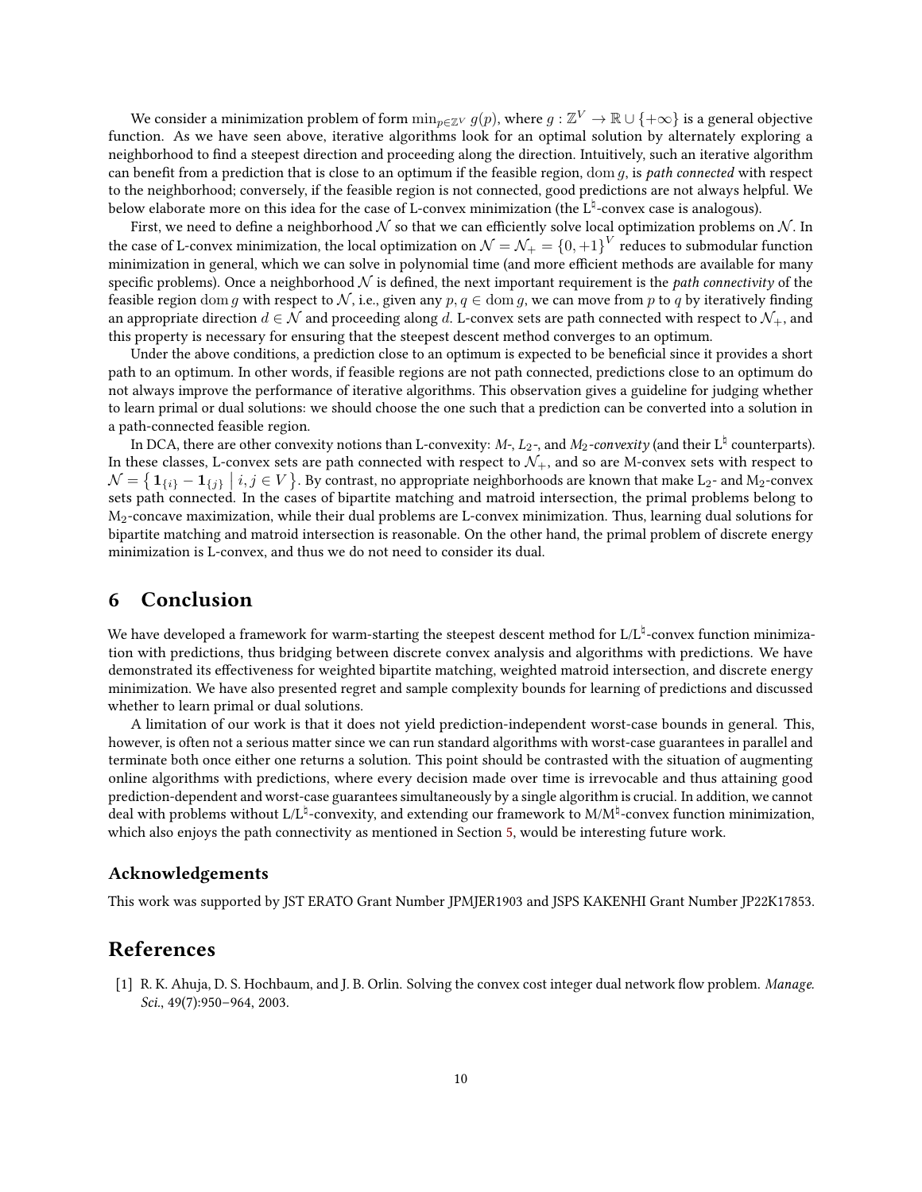We consider a minimization problem of form $\min_{p \in \mathbb{Z}^V} g(p)$, where $g : \mathbb{Z}^V \to \mathbb{R} \cup \{+\infty\}$ is a general objective function. As we have seen above, iterative algorithms look for an optimal solution by alternately exploring a neighborhood to find a steepest direction and proceeding along the direction. Intuitively, such an iterative algorithm can benefit from a prediction that is close to an optimum if the feasible region, $\operatorname{dom} g$, is *path connected* with respect to the neighborhood; conversely, if the feasible region is not connected, good predictions are not always helpful. We below elaborate more on this idea for the case of L-convex minimization (the L$^\natural$-convex case is analogous).

First, we need to define a neighborhood $\mathcal{N}$ so that we can efficiently solve local optimization problems on $\mathcal{N}$. In the case of L-convex minimization, the local optimization on $\mathcal{N} = \mathcal{N}_+ = \{0, +1\}^V$ reduces to submodular function minimization in general, which we can solve in polynomial time (and more efficient methods are available for many specific problems). Once a neighborhood $\mathcal{N}$ is defined, the next important requirement is the *path connectivity* of the feasible region $\operatorname{dom} g$ with respect to $\mathcal{N}$, i.e., given any $p, q \in \operatorname{dom} g$, we can move from $p$ to $q$ by iteratively finding an appropriate direction $d \in \mathcal{N}$ and proceeding along $d$. L-convex sets are path connected with respect to $\mathcal{N}_+$, and this property is necessary for ensuring that the steepest descent method converges to an optimum.

Under the above conditions, a prediction close to an optimum is expected to be beneficial since it provides a short path to an optimum. In other words, if feasible regions are not path connected, predictions close to an optimum do not always improve the performance of iterative algorithms. This observation gives a guideline for judging whether to learn primal or dual solutions: we should choose the one such that a prediction can be converted into a solution in a path-connected feasible region.

In DCA, there are other convexity notions than L-convexity: *M-*, *L$_2$-*, and *M$_2$-convexity* (and their L$^\natural$ counterparts). In these classes, L-convex sets are path connected with respect to $\mathcal{N}_+$, and so are M-convex sets with respect to $\mathcal{N} = \{ \mathbf{1}_{\{i\}} - \mathbf{1}_{\{j\}} \mid i, j \in V \}$. By contrast, no appropriate neighborhoods are known that make L$_2$- and M$_2$-convex sets path connected. In the cases of bipartite matching and matroid intersection, the primal problems belong to M$_2$-concave maximization, while their dual problems are L-convex minimization. Thus, learning dual solutions for bipartite matching and matroid intersection is reasonable. On the other hand, the primal problem of discrete energy minimization is L-convex, and thus we do not need to consider its dual.

## 6 Conclusion

We have developed a framework for warm-starting the steepest descent method for L/L$^\natural$-convex function minimization with predictions, thus bridging between discrete convex analysis and algorithms with predictions. We have demonstrated its effectiveness for weighted bipartite matching, weighted matroid intersection, and discrete energy minimization. We have also presented regret and sample complexity bounds for learning of predictions and discussed whether to learn primal or dual solutions.

A limitation of our work is that it does not yield prediction-independent worst-case bounds in general. This, however, is often not a serious matter since we can run standard algorithms with worst-case guarantees in parallel and terminate both once either one returns a solution. This point should be contrasted with the situation of augmenting online algorithms with predictions, where every decision made over time is irrevocable and thus attaining good prediction-dependent and worst-case guarantees simultaneously by a single algorithm is crucial. In addition, we cannot deal with problems without L/L$^\natural$-convexity, and extending our framework to M/M$^\natural$-convex function minimization, which also enjoys the path connectivity as mentioned in Section 5, would be interesting future work.

### Acknowledgements

This work was supported by JST ERATO Grant Number JPMJER1903 and JSPS KAKENHI Grant Number JP22K17853.

## References

[1] R. K. Ahuja, D. S. Hochbaum, and J. B. Orlin. Solving the convex cost integer dual network flow problem. *Manage. Sci.*, 49(7):950–964, 2003.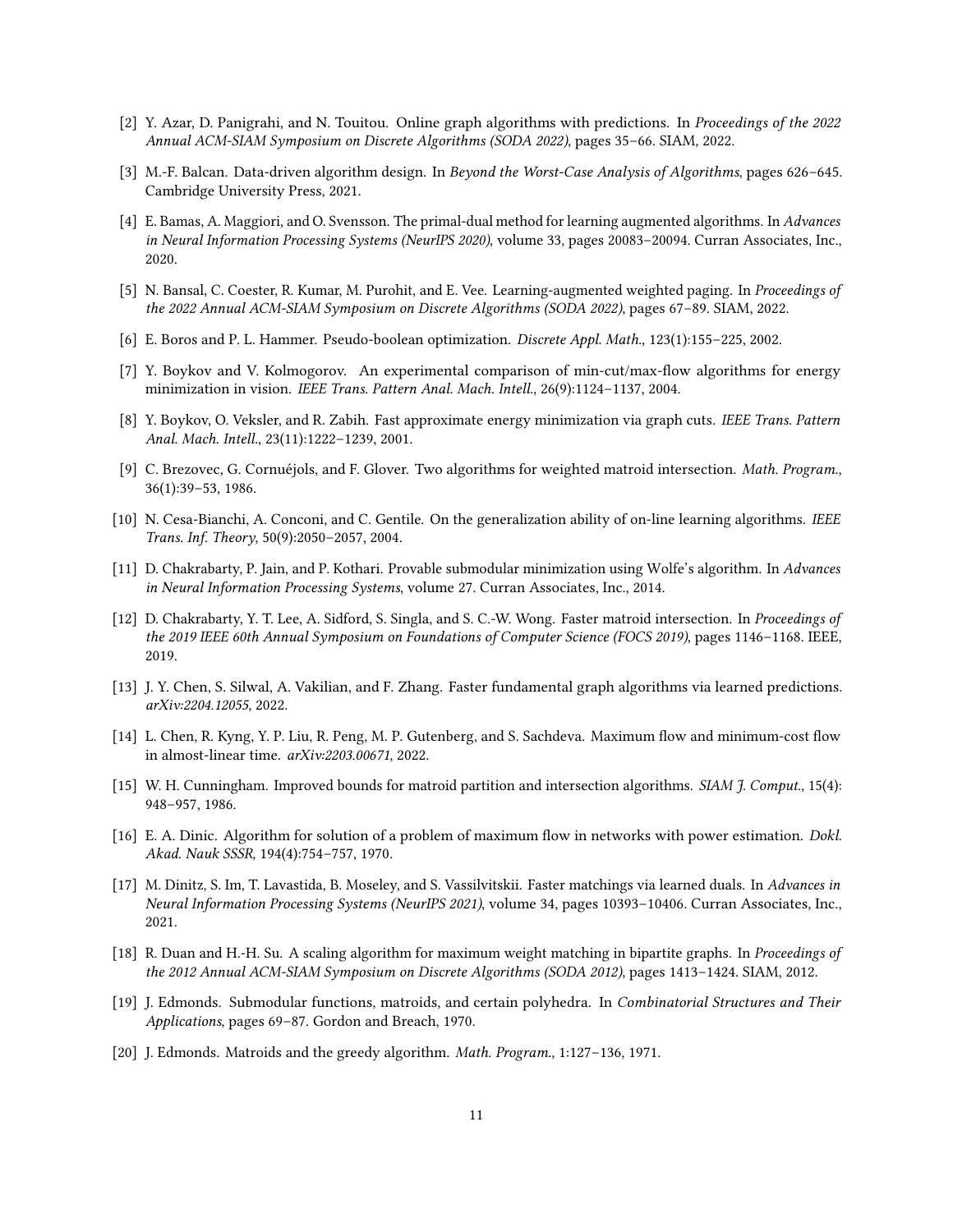[2] Y. Azar, D. Panigrahi, and N. Touitou. Online graph algorithms with predictions. In *Proceedings of the 2022 Annual ACM-SIAM Symposium on Discrete Algorithms (SODA 2022)*, pages 35–66. SIAM, 2022.

[3] M.-F. Balcan. Data-driven algorithm design. In *Beyond the Worst-Case Analysis of Algorithms*, pages 626–645. Cambridge University Press, 2021.

[4] E. Bamas, A. Maggiori, and O. Svensson. The primal-dual method for learning augmented algorithms. In *Advances in Neural Information Processing Systems (NeurIPS 2020)*, volume 33, pages 20083–20094. Curran Associates, Inc., 2020.

[5] N. Bansal, C. Coester, R. Kumar, M. Purohit, and E. Vee. Learning-augmented weighted paging. In *Proceedings of the 2022 Annual ACM-SIAM Symposium on Discrete Algorithms (SODA 2022)*, pages 67–89. SIAM, 2022.

[6] E. Boros and P. L. Hammer. Pseudo-boolean optimization. *Discrete Appl. Math.*, 123(1):155–225, 2002.

[7] Y. Boykov and V. Kolmogorov. An experimental comparison of min-cut/max-flow algorithms for energy minimization in vision. *IEEE Trans. Pattern Anal. Mach. Intell.*, 26(9):1124–1137, 2004.

[8] Y. Boykov, O. Veksler, and R. Zabih. Fast approximate energy minimization via graph cuts. *IEEE Trans. Pattern Anal. Mach. Intell.*, 23(11):1222–1239, 2001.

[9] C. Brezovec, G. Cornuéjols, and F. Glover. Two algorithms for weighted matroid intersection. *Math. Program.*, 36(1):39–53, 1986.

[10] N. Cesa-Bianchi, A. Conconi, and C. Gentile. On the generalization ability of on-line learning algorithms. *IEEE Trans. Inf. Theory*, 50(9):2050–2057, 2004.

[11] D. Chakrabarty, P. Jain, and P. Kothari. Provable submodular minimization using Wolfe's algorithm. In *Advances in Neural Information Processing Systems*, volume 27. Curran Associates, Inc., 2014.

[12] D. Chakrabarty, Y. T. Lee, A. Sidford, S. Singla, and S. C.-W. Wong. Faster matroid intersection. In *Proceedings of the 2019 IEEE 60th Annual Symposium on Foundations of Computer Science (FOCS 2019)*, pages 1146–1168. IEEE, 2019.

[13] J. Y. Chen, S. Silwal, A. Vakilian, and F. Zhang. Faster fundamental graph algorithms via learned predictions. *arXiv:2204.12055*, 2022.

[14] L. Chen, R. Kyng, Y. P. Liu, R. Peng, M. P. Gutenberg, and S. Sachdeva. Maximum flow and minimum-cost flow in almost-linear time. *arXiv:2203.00671*, 2022.

[15] W. H. Cunningham. Improved bounds for matroid partition and intersection algorithms. *SIAM J. Comput.*, 15(4): 948–957, 1986.

[16] E. A. Dinic. Algorithm for solution of a problem of maximum flow in networks with power estimation. *Dokl. Akad. Nauk SSSR*, 194(4):754–757, 1970.

[17] M. Dinitz, S. Im, T. Lavastida, B. Moseley, and S. Vassilvitskii. Faster matchings via learned duals. In *Advances in Neural Information Processing Systems (NeurIPS 2021)*, volume 34, pages 10393–10406. Curran Associates, Inc., 2021.

[18] R. Duan and H.-H. Su. A scaling algorithm for maximum weight matching in bipartite graphs. In *Proceedings of the 2012 Annual ACM-SIAM Symposium on Discrete Algorithms (SODA 2012)*, pages 1413–1424. SIAM, 2012.

[19] J. Edmonds. Submodular functions, matroids, and certain polyhedra. In *Combinatorial Structures and Their Applications*, pages 69–87. Gordon and Breach, 1970.

[20] J. Edmonds. Matroids and the greedy algorithm. *Math. Program.*, 1:127–136, 1971.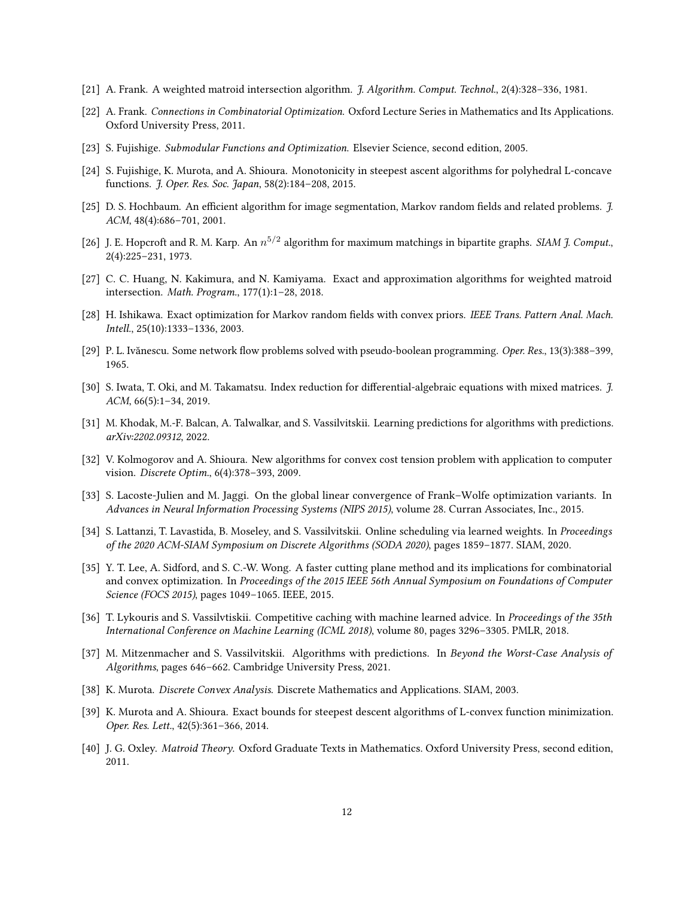[21] A. Frank. A weighted matroid intersection algorithm. *J. Algorithm. Comput. Technol.*, 2(4):328–336, 1981.

[22] A. Frank. *Connections in Combinatorial Optimization.* Oxford Lecture Series in Mathematics and Its Applications. Oxford University Press, 2011.

[23] S. Fujishige. *Submodular Functions and Optimization.* Elsevier Science, second edition, 2005.

[24] S. Fujishige, K. Murota, and A. Shioura. Monotonicity in steepest ascent algorithms for polyhedral L-concave functions. *J. Oper. Res. Soc. Japan*, 58(2):184–208, 2015.

[25] D. S. Hochbaum. An efficient algorithm for image segmentation, Markov random fields and related problems. *J. ACM*, 48(4):686–701, 2001.

[26] J. E. Hopcroft and R. M. Karp. An $n^{5/2}$ algorithm for maximum matchings in bipartite graphs. *SIAM J. Comput.*, 2(4):225–231, 1973.

[27] C. C. Huang, N. Kakimura, and N. Kamiyama. Exact and approximation algorithms for weighted matroid intersection. *Math. Program.*, 177(1):1–28, 2018.

[28] H. Ishikawa. Exact optimization for Markov random fields with convex priors. *IEEE Trans. Pattern Anal. Mach. Intell.*, 25(10):1333–1336, 2003.

[29] P. L. Ivănescu. Some network flow problems solved with pseudo-boolean programming. *Oper. Res.*, 13(3):388–399, 1965.

[30] S. Iwata, T. Oki, and M. Takamatsu. Index reduction for differential-algebraic equations with mixed matrices. *J. ACM*, 66(5):1–34, 2019.

[31] M. Khodak, M.-F. Balcan, A. Talwalkar, and S. Vassilvitskii. Learning predictions for algorithms with predictions. *arXiv:2202.09312*, 2022.

[32] V. Kolmogorov and A. Shioura. New algorithms for convex cost tension problem with application to computer vision. *Discrete Optim.*, 6(4):378–393, 2009.

[33] S. Lacoste-Julien and M. Jaggi. On the global linear convergence of Frank–Wolfe optimization variants. In *Advances in Neural Information Processing Systems (NIPS 2015)*, volume 28. Curran Associates, Inc., 2015.

[34] S. Lattanzi, T. Lavastida, B. Moseley, and S. Vassilvitskii. Online scheduling via learned weights. In *Proceedings of the 2020 ACM-SIAM Symposium on Discrete Algorithms (SODA 2020)*, pages 1859–1877. SIAM, 2020.

[35] Y. T. Lee, A. Sidford, and S. C.-W. Wong. A faster cutting plane method and its implications for combinatorial and convex optimization. In *Proceedings of the 2015 IEEE 56th Annual Symposium on Foundations of Computer Science (FOCS 2015)*, pages 1049–1065. IEEE, 2015.

[36] T. Lykouris and S. Vassilvtiskii. Competitive caching with machine learned advice. In *Proceedings of the 35th International Conference on Machine Learning (ICML 2018)*, volume 80, pages 3296–3305. PMLR, 2018.

[37] M. Mitzenmacher and S. Vassilvitskii. Algorithms with predictions. In *Beyond the Worst-Case Analysis of Algorithms*, pages 646–662. Cambridge University Press, 2021.

[38] K. Murota. *Discrete Convex Analysis.* Discrete Mathematics and Applications. SIAM, 2003.

[39] K. Murota and A. Shioura. Exact bounds for steepest descent algorithms of L-convex function minimization. *Oper. Res. Lett.*, 42(5):361–366, 2014.

[40] J. G. Oxley. *Matroid Theory.* Oxford Graduate Texts in Mathematics. Oxford University Press, second edition, 2011.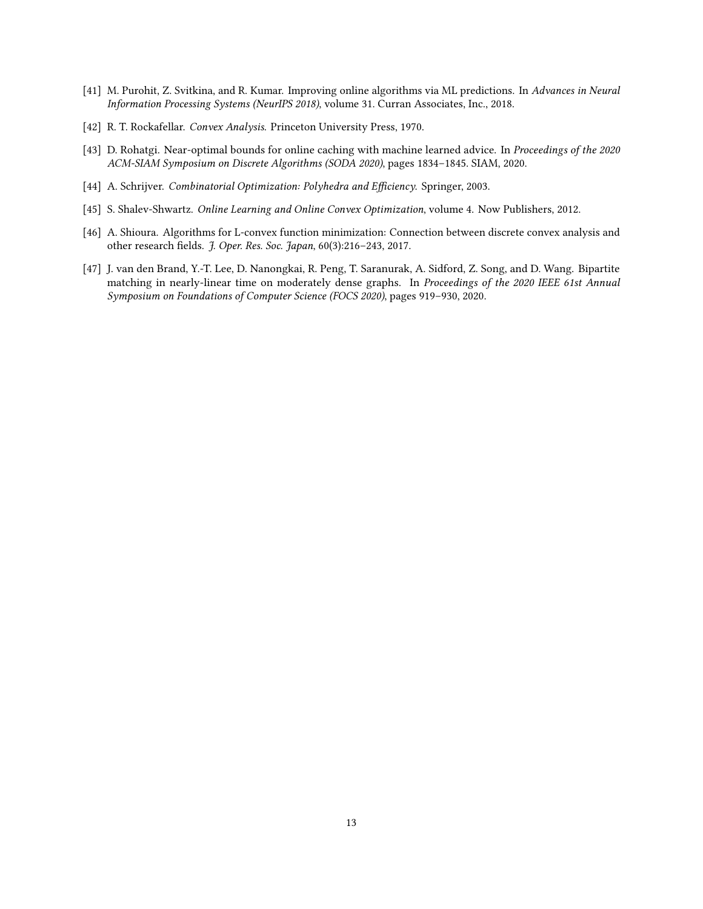[41] M. Purohit, Z. Svitkina, and R. Kumar. Improving online algorithms via ML predictions. In *Advances in Neural Information Processing Systems (NeurIPS 2018)*, volume 31. Curran Associates, Inc., 2018.

[42] R. T. Rockafellar. *Convex Analysis*. Princeton University Press, 1970.

[43] D. Rohatgi. Near-optimal bounds for online caching with machine learned advice. In *Proceedings of the 2020 ACM-SIAM Symposium on Discrete Algorithms (SODA 2020)*, pages 1834–1845. SIAM, 2020.

[44] A. Schrijver. *Combinatorial Optimization: Polyhedra and Efficiency*. Springer, 2003.

[45] S. Shalev-Shwartz. *Online Learning and Online Convex Optimization*, volume 4. Now Publishers, 2012.

[46] A. Shioura. Algorithms for L-convex function minimization: Connection between discrete convex analysis and other research fields. *J. Oper. Res. Soc. Japan*, 60(3):216–243, 2017.

[47] J. van den Brand, Y.-T. Lee, D. Nanongkai, R. Peng, T. Saranurak, A. Sidford, Z. Song, and D. Wang. Bipartite matching in nearly-linear time on moderately dense graphs. In *Proceedings of the 2020 IEEE 61st Annual Symposium on Foundations of Computer Science (FOCS 2020)*, pages 919–930, 2020.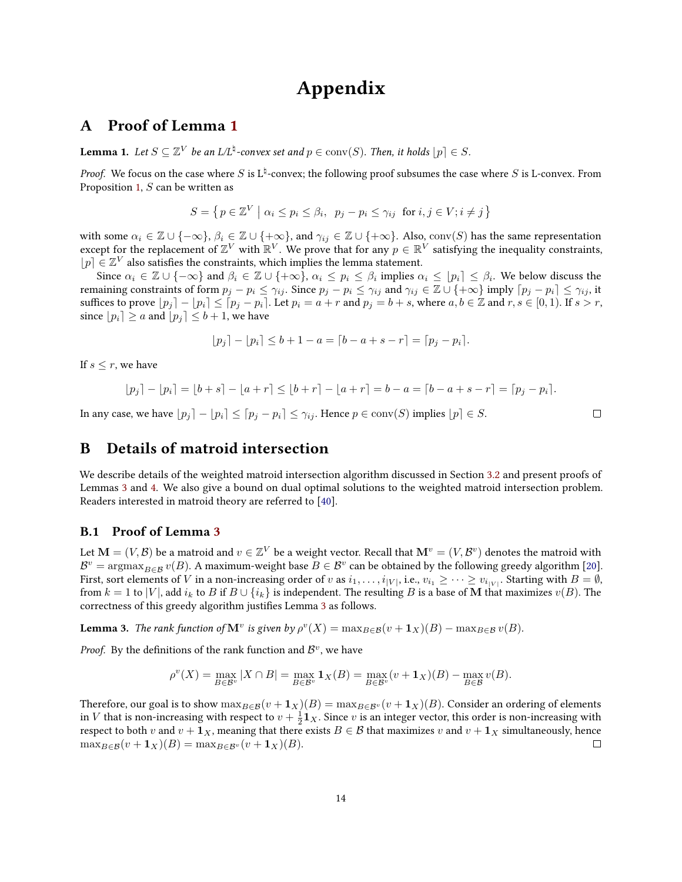# Appendix

## A Proof of Lemma 1

**Lemma 1.** *Let $S \subseteq \mathbb{Z}^V$ be an L/L$^\natural$-convex set and $p \in \mathrm{conv}(S)$. Then, it holds $\lfloor p \rceil \in S$.*

*Proof.* We focus on the case where $S$ is L$^\natural$-convex; the following proof subsumes the case where $S$ is L-convex. From Proposition 1, $S$ can be written as

$$S = \left\{ p \in \mathbb{Z}^V \;\middle|\; \alpha_i \le p_i \le \beta_i, \;\; p_j - p_i \le \gamma_{ij} \;\text{ for } i, j \in V; i \ne j \right\}$$

with some $\alpha_i \in \mathbb{Z} \cup \{-\infty\}$, $\beta_i \in \mathbb{Z} \cup \{+\infty\}$, and $\gamma_{ij} \in \mathbb{Z} \cup \{+\infty\}$. Also, $\mathrm{conv}(S)$ has the same representation except for the replacement of $\mathbb{Z}^V$ with $\mathbb{R}^V$. We prove that for any $p \in \mathbb{R}^V$ satisfying the inequality constraints, $\lfloor p \rceil \in \mathbb{Z}^V$ also satisfies the constraints, which implies the lemma statement.

Since $\alpha_i \in \mathbb{Z} \cup \{-\infty\}$ and $\beta_i \in \mathbb{Z} \cup \{+\infty\}$, $\alpha_i \le p_i \le \beta_i$ implies $\alpha_i \le \lfloor p_i \rceil \le \beta_i$. We below discuss the remaining constraints of form $p_j - p_i \le \gamma_{ij}$. Since $p_j - p_i \le \gamma_{ij}$ and $\gamma_{ij} \in \mathbb{Z} \cup \{+\infty\}$ imply $\lceil p_j - p_i \rceil \le \gamma_{ij}$, it suffices to prove $\lfloor p_j \rceil - \lfloor p_i \rceil \le \lceil p_j - p_i \rceil$. Let $p_i = a + r$ and $p_j = b + s$, where $a, b \in \mathbb{Z}$ and $r, s \in [0, 1)$. If $s > r$, since $\lfloor p_i \rceil \ge a$ and $\lfloor p_j \rceil \le b + 1$, we have

$$\lfloor p_j \rceil - \lfloor p_i \rceil \le b + 1 - a = \lceil b - a + s - r \rceil = \lceil p_j - p_i \rceil.$$

If $s \le r$, we have

$$\lfloor p_j \rceil - \lfloor p_i \rceil = \lfloor b + s \rceil - \lfloor a + r \rceil \le \lfloor b + r \rceil - \lfloor a + r \rceil = b - a = \lceil b - a + s - r \rceil = \lceil p_j - p_i \rceil.$$

In any case, we have $\lfloor p_j \rceil - \lfloor p_i \rceil \le \lceil p_j - p_i \rceil \le \gamma_{ij}$. Hence $p \in \mathrm{conv}(S)$ implies $\lfloor p \rceil \in S$. $\square$

## B Details of matroid intersection

We describe details of the weighted matroid intersection algorithm discussed in Section 3.2 and present proofs of Lemmas 3 and 4. We also give a bound on dual optimal solutions to the weighted matroid intersection problem. Readers interested in matroid theory are referred to [40].

### B.1 Proof of Lemma 3

Let $\mathbf{M} = (V, \mathcal{B})$ be a matroid and $v \in \mathbb{Z}^V$ be a weight vector. Recall that $\mathbf{M}^v = (V, \mathcal{B}^v)$ denotes the matroid with $\mathcal{B}^v = \mathrm{argmax}_{B \in \mathcal{B}} v(B)$. A maximum-weight base $B \in \mathcal{B}^v$ can be obtained by the following greedy algorithm [20]. First, sort elements of $V$ in a non-increasing order of $v$ as $i_1, \dots, i_{|V|}$, i.e., $v_{i_1} \ge \dots \ge v_{i_{|V|}}$. Starting with $B = \emptyset$, from $k = 1$ to $|V|$, add $i_k$ to $B$ if $B \cup \{i_k\}$ is independent. The resulting $B$ is a base of $\mathbf{M}$ that maximizes $v(B)$. The correctness of this greedy algorithm justifies Lemma 3 as follows.

**Lemma 3.** *The rank function of $\mathbf{M}^v$ is given by $\rho^v(X) = \max_{B \in \mathcal{B}} (v + \mathbf{1}_X)(B) - \max_{B \in \mathcal{B}} v(B)$.*

*Proof.* By the definitions of the rank function and $\mathcal{B}^v$, we have

$$\rho^v(X) = \max_{B \in \mathcal{B}^v} |X \cap B| = \max_{B \in \mathcal{B}^v} \mathbf{1}_X(B) = \max_{B \in \mathcal{B}^v} (v + \mathbf{1}_X)(B) - \max_{B \in \mathcal{B}} v(B).$$

Therefore, our goal is to show $\max_{B \in \mathcal{B}} (v + \mathbf{1}_X)(B) = \max_{B \in \mathcal{B}^v} (v + \mathbf{1}_X)(B)$. Consider an ordering of elements in $V$ that is non-increasing with respect to $v + \frac{1}{2}\mathbf{1}_X$. Since $v$ is an integer vector, this order is non-increasing with respect to both $v$ and $v + \mathbf{1}_X$, meaning that there exists $B \in \mathcal{B}$ that maximizes $v$ and $v + \mathbf{1}_X$ simultaneously, hence $\max_{B \in \mathcal{B}} (v + \mathbf{1}_X)(B) = \max_{B \in \mathcal{B}^v} (v + \mathbf{1}_X)(B)$. $\square$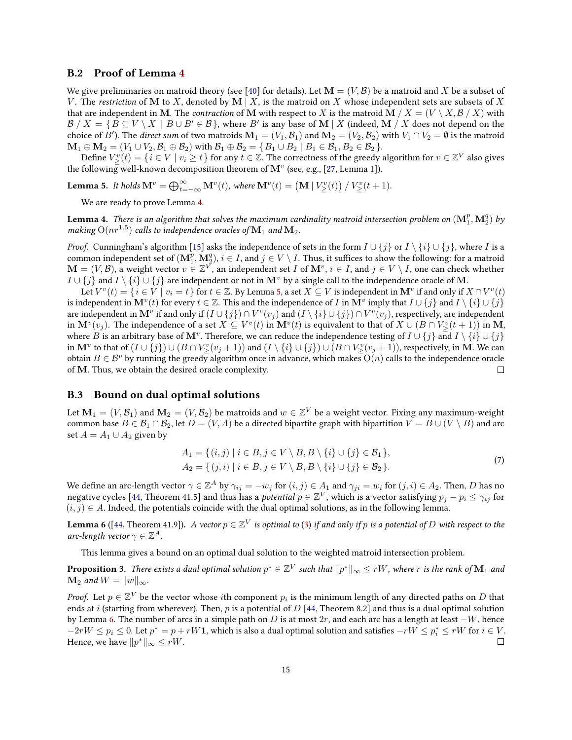### B.2 Proof of Lemma 4

We give preliminaries on matroid theory (see [40] for details). Let $\mathbf{M} = (V, \mathcal{B})$ be a matroid and $X$ be a subset of $V$. The *restriction* of $\mathbf{M}$ to $X$, denoted by $\mathbf{M} \mid X$, is the matroid on $X$ whose independent sets are subsets of $X$ that are independent in $\mathbf{M}$. The *contraction* of $\mathbf{M}$ with respect to $X$ is the matroid $\mathbf{M} \,/\, X = (V \setminus X, \mathcal{B} \,/\, X)$ with $\mathcal{B} \,/\, X = \{\, B \subseteq V \setminus X \mid B \cup B' \in \mathcal{B} \,\}$, where $B'$ is any base of $\mathbf{M} \mid X$ (indeed, $\mathbf{M} \,/\, X$ does not depend on the choice of $B'$). The *direct sum* of two matroids $\mathbf{M}_1 = (V_1, \mathcal{B}_1)$ and $\mathbf{M}_2 = (V_2, \mathcal{B}_2)$ with $V_1 \cap V_2 = \emptyset$ is the matroid $\mathbf{M}_1 \oplus \mathbf{M}_2 = (V_1 \cup V_2, \mathcal{B}_1 \oplus \mathcal{B}_2)$ with $\mathcal{B}_1 \oplus \mathcal{B}_2 = \{\, B_1 \cup B_2 \mid B_1 \in \mathcal{B}_1, B_2 \in \mathcal{B}_2 \,\}$.

Define $V^v_{\geq}(t) = \{\, i \in V \mid v_i \geq t \,\}$ for any $t \in \mathbb{Z}$. The correctness of the greedy algorithm for $v \in \mathbb{Z}^V$ also gives the following well-known decomposition theorem of $\mathbf{M}^v$ (see, e.g., [27, Lemma 1]).

**Lemma 5.** *It holds $\mathbf{M}^v = \bigoplus_{t=-\infty}^{\infty} \mathbf{M}^v(t)$, where $\mathbf{M}^v(t) = \left(\mathbf{M} \mid V^v_{\geq}(t)\right) / \, V^v_{\geq}(t+1)$.*

We are ready to prove Lemma 4.

**Lemma 4.** *There is an algorithm that solves the maximum cardinality matroid intersection problem on $(\mathbf{M}_1^p, \mathbf{M}_2^q)$ by making $\mathrm{O}(nr^{1.5})$ calls to independence oracles of $\mathbf{M}_1$ and $\mathbf{M}_2$.*

*Proof.* Cunningham's algorithm [15] asks the independence of sets in the form $I \cup \{j\}$ or $I \setminus \{i\} \cup \{j\}$, where $I$ is a common independent set of $(\mathbf{M}_1^p, \mathbf{M}_2^q)$, $i \in I$, and $j \in V \setminus I$. Thus, it suffices to show the following: for a matroid $\mathbf{M} = (V, \mathcal{B})$, a weight vector $v \in \mathbb{Z}^V$, an independent set $I$ of $\mathbf{M}^v$, $i \in I$, and $j \in V \setminus I$, one can check whether $I \cup \{j\}$ and $I \setminus \{i\} \cup \{j\}$ are independent or not in $\mathbf{M}^v$ by a single call to the independence oracle of $\mathbf{M}$.

Let $V^v(t) = \{\, i \in V \mid v_i = t \,\}$ for $t \in \mathbb{Z}$. By Lemma 5, a set $X \subseteq V$ is independent in $\mathbf{M}^v$ if and only if $X \cap V^v(t)$ is independent in $\mathbf{M}^v(t)$ for every $t \in \mathbb{Z}$. This and the independence of $I$ in $\mathbf{M}^v$ imply that $I \cup \{j\}$ and $I \setminus \{i\} \cup \{j\}$ are independent in $\mathbf{M}^v$ if and only if $(I \cup \{j\}) \cap V^v(v_j)$ and $(I \setminus \{i\} \cup \{j\}) \cap V^v(v_j)$, respectively, are independent in $\mathbf{M}^v(v_j)$. The independence of a set $X \subseteq V^v(t)$ in $\mathbf{M}^v(t)$ is equivalent to that of $X \cup (B \cap V^v_{\geq}(t+1))$ in $\mathbf{M}$, where $B$ is an arbitrary base of $\mathbf{M}^v$. Therefore, we can reduce the independence testing of $I \cup \{j\}$ and $I \setminus \{i\} \cup \{j\}$ in $\mathbf{M}^v$ to that of $(I \cup \{j\}) \cup (B \cap V^v_{\geq}(v_j + 1))$ and $(I \setminus \{i\} \cup \{j\}) \cup (B \cap V^v_{\geq}(v_j + 1))$, respectively, in $\mathbf{M}$. We can obtain $B \in \mathcal{B}^v$ by running the greedy algorithm once in advance, which makes $\mathrm{O}(n)$ calls to the independence oracle of $\mathbf{M}$. Thus, we obtain the desired oracle complexity. ◻

### B.3 Bound on dual optimal solutions

Let $\mathbf{M}_1 = (V, \mathcal{B}_1)$ and $\mathbf{M}_2 = (V, \mathcal{B}_2)$ be matroids and $w \in \mathbb{Z}^V$ be a weight vector. Fixing any maximum-weight common base $B \in \mathcal{B}_1 \cap \mathcal{B}_2$, let $D = (V, A)$ be a directed bipartite graph with bipartition $V = B \cup (V \setminus B)$ and arc set $A = A_1 \cup A_2$ given by

$$
\begin{aligned}
A_1 &= \{\, (i, j) \mid i \in B, j \in V \setminus B, B \setminus \{i\} \cup \{j\} \in \mathcal{B}_1 \,\}, \\
A_2 &= \{\, (j, i) \mid i \in B, j \in V \setminus B, B \setminus \{i\} \cup \{j\} \in \mathcal{B}_2 \,\}.
\end{aligned}
\tag{7}
$$

We define an arc-length vector $\gamma \in \mathbb{Z}^A$ by $\gamma_{ij} = -w_j$ for $(i, j) \in A_1$ and $\gamma_{ji} = w_i$ for $(j, i) \in A_2$. Then, $D$ has no negative cycles [44, Theorem 41.5] and thus has a *potential* $p \in \mathbb{Z}^V$, which is a vector satisfying $p_j - p_i \leq \gamma_{ij}$ for $(i, j) \in A$. Indeed, the potentials coincide with the dual optimal solutions, as in the following lemma.

**Lemma 6** ([44, Theorem 41.9])**.** *A vector $p \in \mathbb{Z}^V$ is optimal to (3) if and only if $p$ is a potential of $D$ with respect to the arc-length vector $\gamma \in \mathbb{Z}^A$.*

This lemma gives a bound on an optimal dual solution to the weighted matroid intersection problem.

**Proposition 3.** *There exists a dual optimal solution $p^* \in \mathbb{Z}^V$ such that $\|p^*\|_\infty \leq rW$, where $r$ is the rank of $\mathbf{M}_1$ and $\mathbf{M}_2$ and $W = \|w\|_\infty$.*

*Proof.* Let $p \in \mathbb{Z}^V$ be the vector whose $i$th component $p_i$ is the minimum length of any directed paths on $D$ that ends at $i$ (starting from wherever). Then, $p$ is a potential of $D$ [44, Theorem 8.2] and thus is a dual optimal solution by Lemma 6. The number of arcs in a simple path on $D$ is at most $2r$, and each arc has a length at least $-W$, hence $-2rW \leq p_i \leq 0$. Let $p^* = p + rW\mathbf{1}$, which is also a dual optimal solution and satisfies $-rW \leq p^*_i \leq rW$ for $i \in V$. Hence, we have $\|p^*\|_\infty \leq rW$. ◻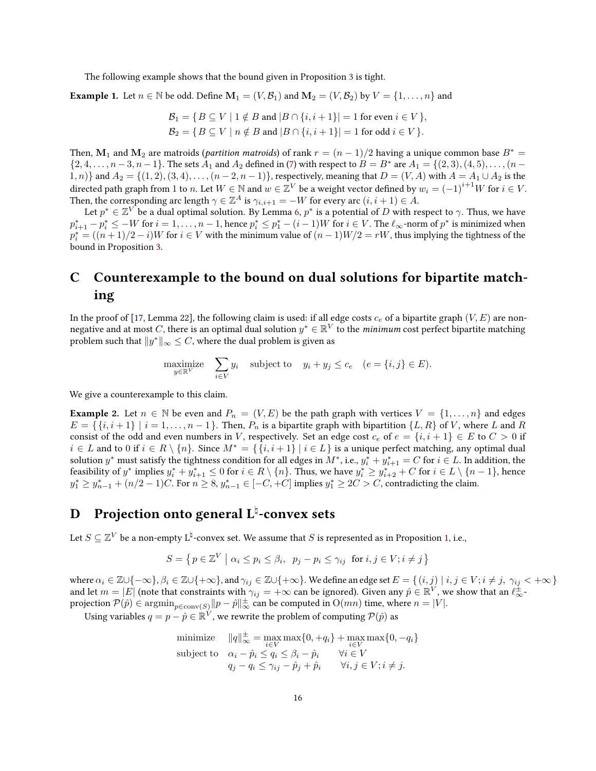The following example shows that the bound given in Proposition 3 is tight.

**Example 1.** Let $n \in \mathbb{N}$ be odd. Define $\mathbf{M}_1 = (V, \mathcal{B}_1)$ and $\mathbf{M}_2 = (V, \mathcal{B}_2)$ by $V = \{1, \ldots, n\}$ and

$$\mathcal{B}_1 = \{\, B \subseteq V \mid 1 \notin B \text{ and } |B \cap \{i, i+1\}| = 1 \text{ for even } i \in V \,\},$$
$$\mathcal{B}_2 = \{\, B \subseteq V \mid n \notin B \text{ and } |B \cap \{i, i+1\}| = 1 \text{ for odd } i \in V \,\}.$$

Then, $\mathbf{M}_1$ and $\mathbf{M}_2$ are matroids (*partition matroids*) of rank $r = (n-1)/2$ having a unique common base $B^* = \{2, 4, \ldots, n-3, n-1\}$. The sets $A_1$ and $A_2$ defined in (7) with respect to $B = B^*$ are $A_1 = \{(2,3), (4,5), \ldots, (n-1, n)\}$ and $A_2 = \{(1,2), (3,4), \ldots, (n-2, n-1)\}$, respectively, meaning that $D = (V, A)$ with $A = A_1 \cup A_2$ is the directed path graph from 1 to $n$. Let $W \in \mathbb{N}$ and $w \in \mathbb{Z}^V$ be a weight vector defined by $w_i = (-1)^{i+1} W$ for $i \in V$. Then, the corresponding arc length $\gamma \in \mathbb{Z}^A$ is $\gamma_{i,i+1} = -W$ for every arc $(i, i+1) \in A$.

Let $p^* \in \mathbb{Z}^V$ be a dual optimal solution. By Lemma 6, $p^*$ is a potential of $D$ with respect to $\gamma$. Thus, we have $p^*_{i+1} - p^*_i \leq -W$ for $i = 1, \ldots, n-1$, hence $p^*_i \leq p^*_1 - (i-1)W$ for $i \in V$. The $\ell_\infty$-norm of $p^*$ is minimized when $p^*_i = ((n+1)/2 - i)W$ for $i \in V$ with the minimum value of $(n-1)W/2 = rW$, thus implying the tightness of the bound in Proposition 3.

# C Counterexample to the bound on dual solutions for bipartite matching

In the proof of [17, Lemma 22], the following claim is used: if all edge costs $c_e$ of a bipartite graph $(V, E)$ are non-negative and at most $C$, there is an optimal dual solution $y^* \in \mathbb{R}^V$ to the *minimum* cost perfect bipartite matching problem such that $\|y^*\|_\infty \leq C$, where the dual problem is given as

$$\underset{y \in \mathbb{R}^V}{\text{maximize}} \quad \sum_{i \in V} y_i \quad \text{subject to} \quad y_i + y_j \leq c_e \quad (e = \{i, j\} \in E).$$

We give a counterexample to this claim.

**Example 2.** Let $n \in \mathbb{N}$ be even and $P_n = (V, E)$ be the path graph with vertices $V = \{1, \ldots, n\}$ and edges $E = \{\, \{i, i+1\} \mid i = 1, \ldots, n-1 \,\}$. Then, $P_n$ is a bipartite graph with bipartition $\{L, R\}$ of $V$, where $L$ and $R$ consist of the odd and even numbers in $V$, respectively. Set an edge cost $c_e$ of $e = \{i, i+1\} \in E$ to $C > 0$ if $i \in L$ and to 0 if $i \in R \setminus \{n\}$. Since $M^* = \{\, \{i, i+1\} \mid i \in L \,\}$ is a unique perfect matching, any optimal dual solution $y^*$ must satisfy the tightness condition for all edges in $M^*$, i.e., $y^*_i + y^*_{i+1} = C$ for $i \in L$. In addition, the feasibility of $y^*$ implies $y^*_i + y^*_{i+1} \leq 0$ for $i \in R \setminus \{n\}$. Thus, we have $y^*_i \geq y^*_{i+2} + C$ for $i \in L \setminus \{n-1\}$, hence $y^*_1 \geq y^*_{n-1} + (n/2 - 1)C$. For $n \geq 8$, $y^*_{n-1} \in [-C, +C]$ implies $y^*_1 \geq 2C > C$, contradicting the claim.

# D Projection onto general L$^\natural$-convex sets

Let $S \subseteq \mathbb{Z}^V$ be a non-empty L$^\natural$-convex set. We assume that $S$ is represented as in Proposition 1, i.e.,

$$S = \left\{\, p \in \mathbb{Z}^V \;\middle|\; \alpha_i \leq p_i \leq \beta_i, \;\; p_j - p_i \leq \gamma_{ij} \;\text{ for } i, j \in V; i \neq j \,\right\}$$

where $\alpha_i \in \mathbb{Z} \cup \{-\infty\}$, $\beta_i \in \mathbb{Z} \cup \{+\infty\}$, and $\gamma_{ij} \in \mathbb{Z} \cup \{+\infty\}$. We define an edge set $E = \{\, (i, j) \mid i, j \in V; i \neq j, \; \gamma_{ij} < +\infty \,\}$ and let $m = |E|$ (note that constraints with $\gamma_{ij} = +\infty$ can be ignored). Given any $\hat{p} \in \mathbb{R}^V$, we show that an $\ell^\pm_\infty$-projection $\mathcal{P}(\hat{p}) \in \operatorname{argmin}_{p \in \operatorname{conv}(S)} \|p - \hat{p}\|^\pm_\infty$ can be computed in $\mathrm{O}(mn)$ time, where $n = |V|$.

Using variables $q = p - \hat{p} \in \mathbb{R}^V$, we rewrite the problem of computing $\mathcal{P}(\hat{p})$ as

$$\begin{array}{lll}
\text{minimize} & \|q\|^\pm_\infty = \max_{i \in V} \max\{0, +q_i\} + \max_{i \in V} \max\{0, -q_i\} & \\
\text{subject to} & \alpha_i - \hat{p}_i \leq q_i \leq \beta_i - \hat{p}_i & \forall i \in V \\
& q_j - q_i \leq \gamma_{ij} - \hat{p}_j + \hat{p}_i & \forall i, j \in V; i \neq j.
\end{array}$$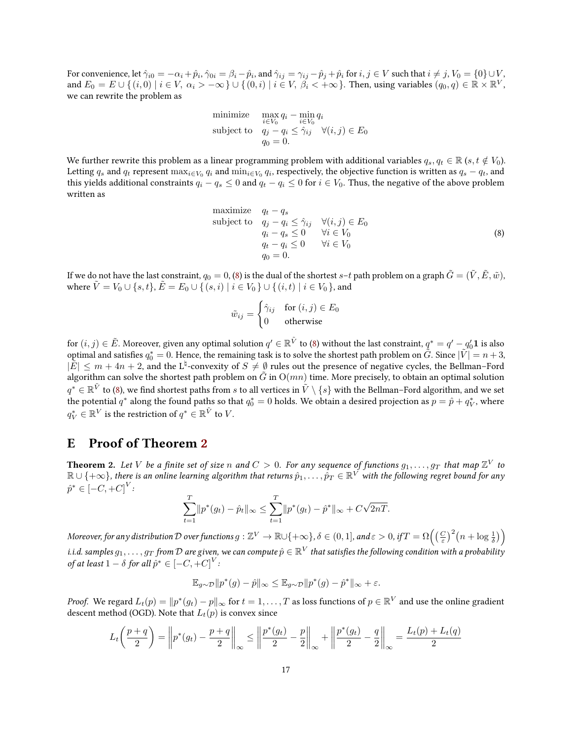For convenience, let $\hat{\gamma}_{i0} = -\alpha_i + \hat{p}_i$, $\hat{\gamma}_{0i} = \beta_i - \hat{p}_i$, and $\hat{\gamma}_{ij} = \gamma_{ij} - \hat{p}_j + \hat{p}_i$ for $i, j \in V$ such that $i \neq j$, $V_0 = \{0\} \cup V$, and $E_0 = E \cup \{\, (i, 0) \mid i \in V,\ \alpha_i > -\infty \,\} \cup \{\, (0, i) \mid i \in V,\ \beta_i < +\infty \,\}$. Then, using variables $(q_0, q) \in \mathbb{R} \times \mathbb{R}^V$, we can rewrite the problem as

$$
\begin{array}{ll}
\text{minimize} & \max_{i \in V_0} q_i - \min_{i \in V_0} q_i \\
\text{subject to} & q_j - q_i \le \hat{\gamma}_{ij} \quad \forall (i, j) \in E_0 \\
& q_0 = 0.
\end{array}
$$

We further rewrite this problem as a linear programming problem with additional variables $q_s, q_t \in \mathbb{R}$ ($s, t \notin V_0$). Letting $q_s$ and $q_t$ represent $\max_{i \in V_0} q_i$ and $\min_{i \in V_0} q_i$, respectively, the objective function is written as $q_s - q_t$, and this yields additional constraints $q_i - q_s \le 0$ and $q_t - q_i \le 0$ for $i \in V_0$. Thus, the negative of the above problem written as

$$
\begin{array}{lll}
\text{maximize} & q_t - q_s & \\
\text{subject to} & q_j - q_i \le \hat{\gamma}_{ij} & \forall (i, j) \in E_0 \\
& q_i - q_s \le 0 & \forall i \in V_0 \\
& q_t - q_i \le 0 & \forall i \in V_0 \\
& q_0 = 0. &
\end{array}
\tag{8}
$$

If we do not have the last constraint, $q_0 = 0$, (8) is the dual of the shortest $s$–$t$ path problem on a graph $\tilde{G} = (\tilde{V}, \tilde{E}, \tilde{w})$, where $\tilde{V} = V_0 \cup \{s, t\}$, $\tilde{E} = E_0 \cup \{\, (s, i) \mid i \in V_0 \,\} \cup \{\, (i, t) \mid i \in V_0 \,\}$, and

$$
\tilde{w}_{ij} = \begin{cases} \hat{\gamma}_{ij} & \text{for } (i, j) \in E_0 \\ 0 & \text{otherwise} \end{cases}
$$

for $(i, j) \in \tilde{E}$. Moreover, given any optimal solution $q' \in \mathbb{R}^{\tilde{V}}$ to (8) without the last constraint, $q^* = q' - q'_0 \mathbf{1}$ is also optimal and satisfies $q^*_0 = 0$. Hence, the remaining task is to solve the shortest path problem on $\tilde{G}$. Since $|\tilde{V}| = n + 3$, $|\tilde{E}| \le m + 4n + 2$, and the L$^\natural$-convexity of $S \neq \emptyset$ rules out the presence of negative cycles, the Bellman–Ford algorithm can solve the shortest path problem on $\tilde{G}$ in $\mathrm{O}(mn)$ time. More precisely, to obtain an optimal solution $q^* \in \mathbb{R}^{\tilde{V}}$ to (8), we find shortest paths from $s$ to all vertices in $\tilde{V} \setminus \{s\}$ with the Bellman–Ford algorithm, and we set the potential $q^*$ along the found paths so that $q^*_0 = 0$ holds. We obtain a desired projection as $p = \hat{p} + q^*_V$, where $q^*_V \in \mathbb{R}^V$ is the restriction of $q^* \in \mathbb{R}^{\tilde{V}}$ to $V$.

# E Proof of Theorem 2

**Theorem 2.** *Let $V$ be a finite set of size $n$ and $C > 0$. For any sequence of functions $g_1, \dots, g_T$ that map $\mathbb{Z}^V$ to $\mathbb{R} \cup \{+\infty\}$, there is an online learning algorithm that returns $\hat{p}_1, \dots, \hat{p}_T \in \mathbb{R}^V$ with the following regret bound for any $\hat{p}^* \in [-C, +C]^V$:*

$$
\sum_{t=1}^{T} \|p^*(g_t) - \hat{p}_t\|_\infty \le \sum_{t=1}^{T} \|p^*(g_t) - \hat{p}^*\|_\infty + C\sqrt{2nT}.
$$

*Moreover, for any distribution $\mathcal{D}$ over functions $g : \mathbb{Z}^V \to \mathbb{R} \cup \{+\infty\}$, $\delta \in (0, 1]$, and $\varepsilon > 0$, if $T = \Omega\left(\left(\frac{C}{\varepsilon}\right)^2 \left(n + \log \frac{1}{\delta}\right)\right)$ i.i.d. samples $g_1, \dots, g_T$ from $\mathcal{D}$ are given, we can compute $\hat{p} \in \mathbb{R}^V$ that satisfies the following condition with a probability of at least $1 - \delta$ for all $\hat{p}^* \in [-C, +C]^V$:*

$$
\mathbb{E}_{g \sim \mathcal{D}} \|p^*(g) - \hat{p}\|_\infty \le \mathbb{E}_{g \sim \mathcal{D}} \|p^*(g) - \hat{p}^*\|_\infty + \varepsilon.
$$

*Proof.* We regard $L_t(p) = \|p^*(g_t) - p\|_\infty$ for $t = 1, \dots, T$ as loss functions of $p \in \mathbb{R}^V$ and use the online gradient descent method (OGD). Note that $L_t(p)$ is convex since

$$
L_t\left(\frac{p + q}{2}\right) = \left\| p^*(g_t) - \frac{p + q}{2} \right\|_\infty \le \left\| \frac{p^*(g_t)}{2} - \frac{p}{2} \right\|_\infty + \left\| \frac{p^*(g_t)}{2} - \frac{q}{2} \right\|_\infty = \frac{L_t(p) + L_t(q)}{2}
$$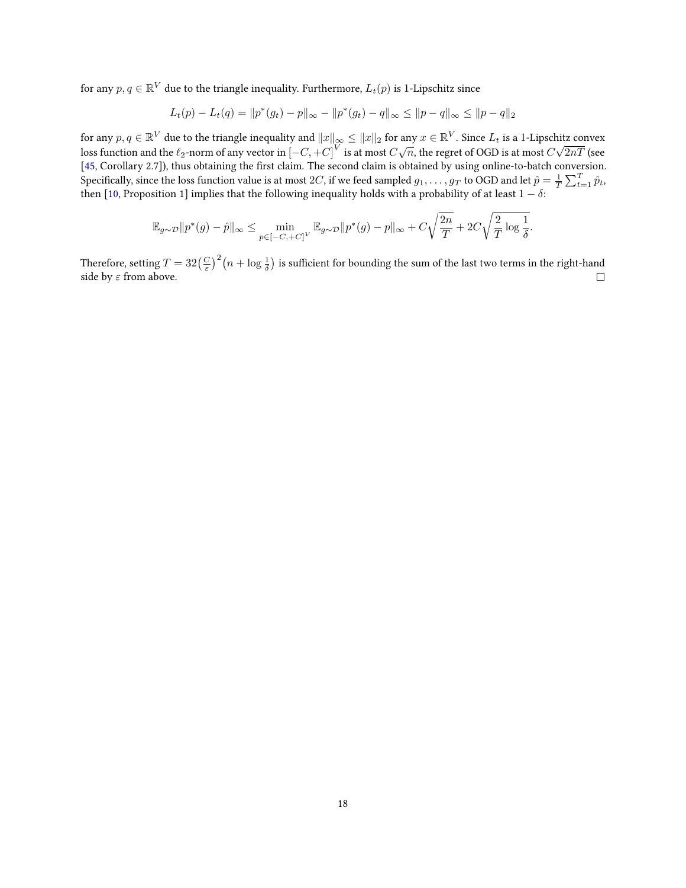for any $p, q \in \mathbb{R}^V$ due to the triangle inequality. Furthermore, $L_t(p)$ is 1-Lipschitz since

$$L_t(p) - L_t(q) = \|p^*(g_t) - p\|_\infty - \|p^*(g_t) - q\|_\infty \le \|p - q\|_\infty \le \|p - q\|_2$$

for any $p, q \in \mathbb{R}^V$ due to the triangle inequality and $\|x\|_\infty \le \|x\|_2$ for any $x \in \mathbb{R}^V$. Since $L_t$ is a 1-Lipschitz convex loss function and the $\ell_2$-norm of any vector in $[-C, +C]^V$ is at most $C\sqrt{n}$, the regret of OGD is at most $C\sqrt{2nT}$ (see [45, Corollary 2.7]), thus obtaining the first claim. The second claim is obtained by using online-to-batch conversion. Specifically, since the loss function value is at most $2C$, if we feed sampled $g_1, \dots, g_T$ to OGD and let $\hat{p} = \frac{1}{T}\sum_{t=1}^{T} \hat{p}_t$, then [10, Proposition 1] implies that the following inequality holds with a probability of at least $1 - \delta$:

$$\mathbb{E}_{g \sim \mathcal{D}} \|p^*(g) - \hat{p}\|_\infty \le \min_{p \in [-C,+C]^V} \mathbb{E}_{g \sim \mathcal{D}} \|p^*(g) - p\|_\infty + C\sqrt{\frac{2n}{T}} + 2C\sqrt{\frac{2}{T} \log \frac{1}{\delta}}.$$

Therefore, setting $T = 32\left(\frac{C}{\varepsilon}\right)^2 \left(n + \log \frac{1}{\delta}\right)$ is sufficient for bounding the sum of the last two terms in the right-hand side by $\varepsilon$ from above. $\square$